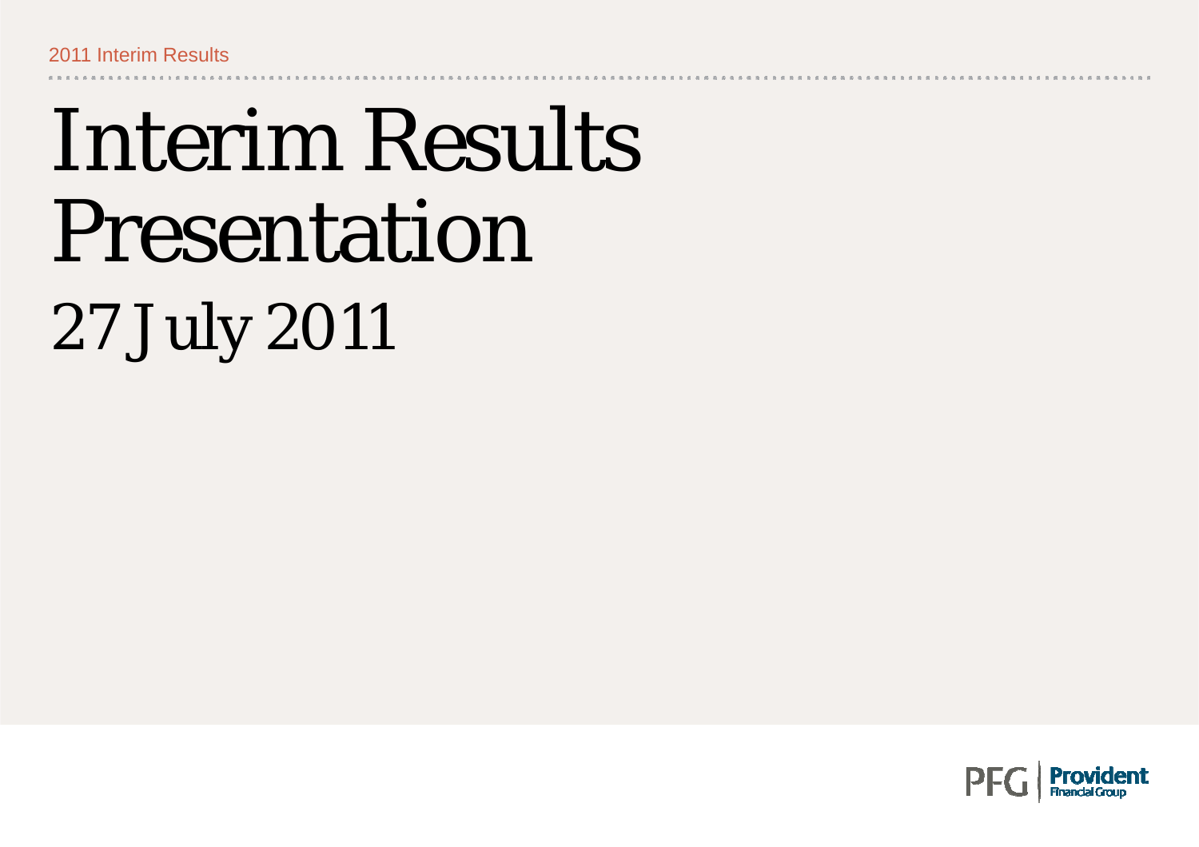2011 Interim Results

# Interim Results Presentation

## 27 July 2011

PFG | Provident Financial Group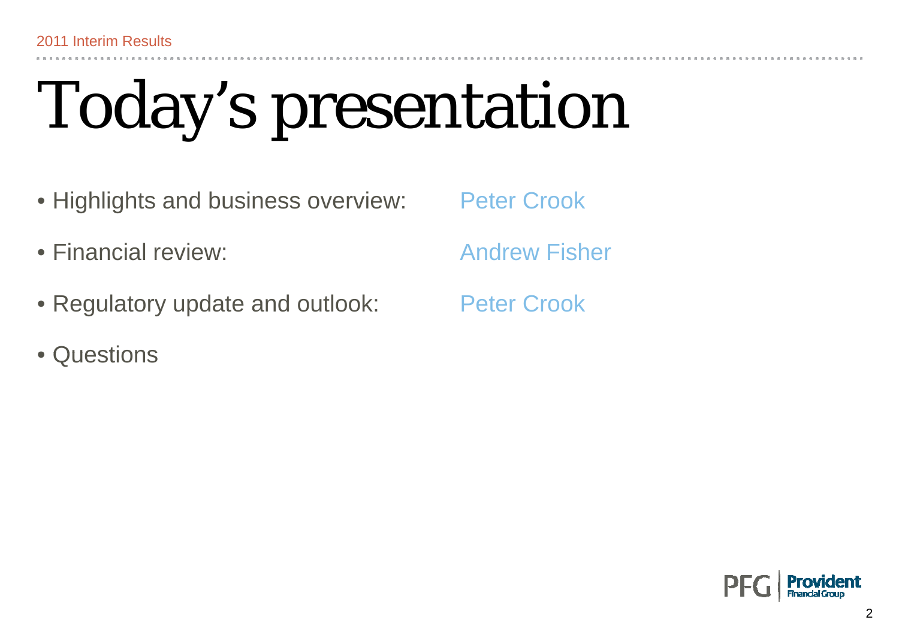# Today's presentation

- Highlights and business overview: Peter Crook
- Financial review: Andrew Fisher
- Regulatory update and outlook: Peter Crook
- Questions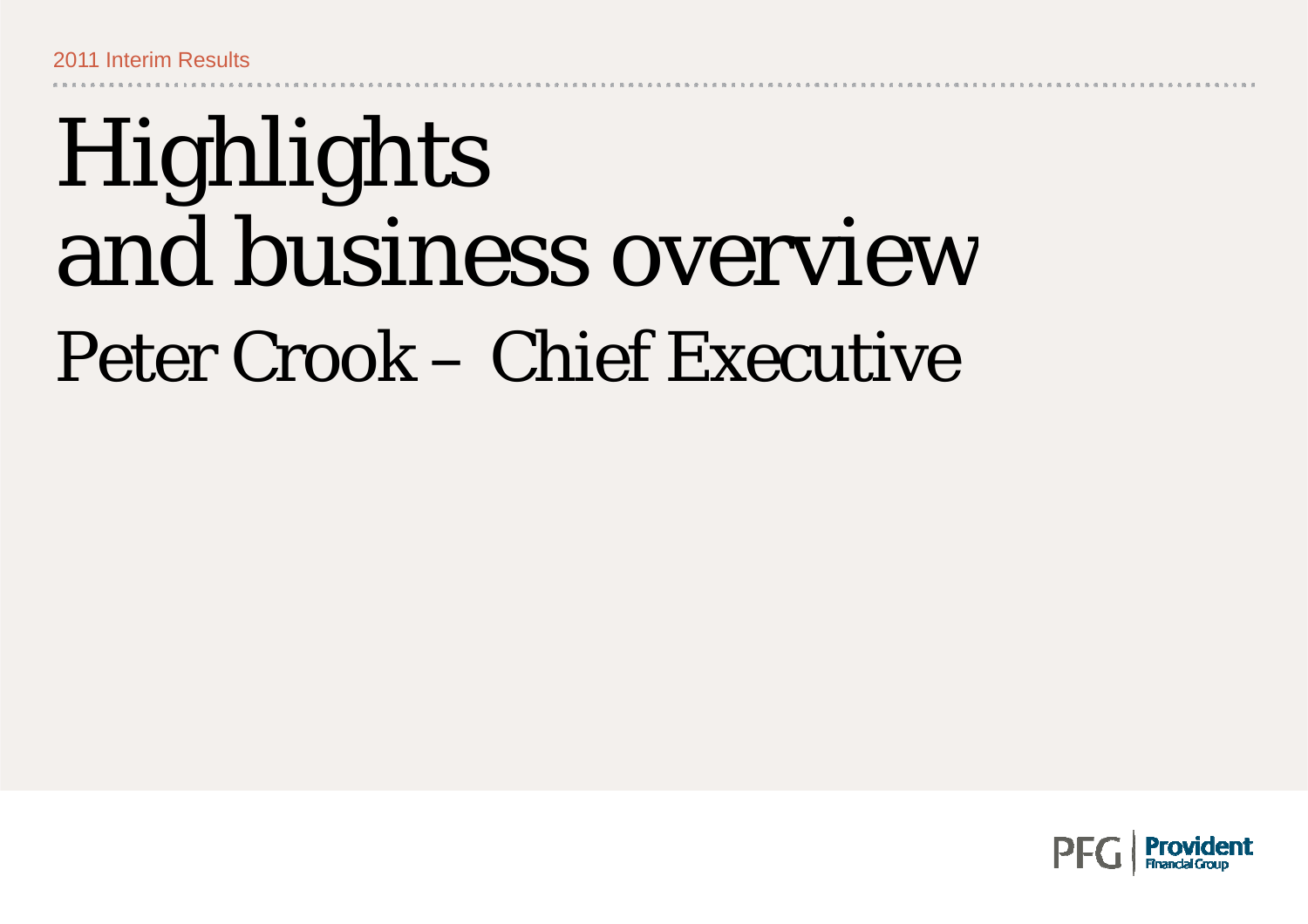# Highlights and business overview

## Peter Crook – Chief Executive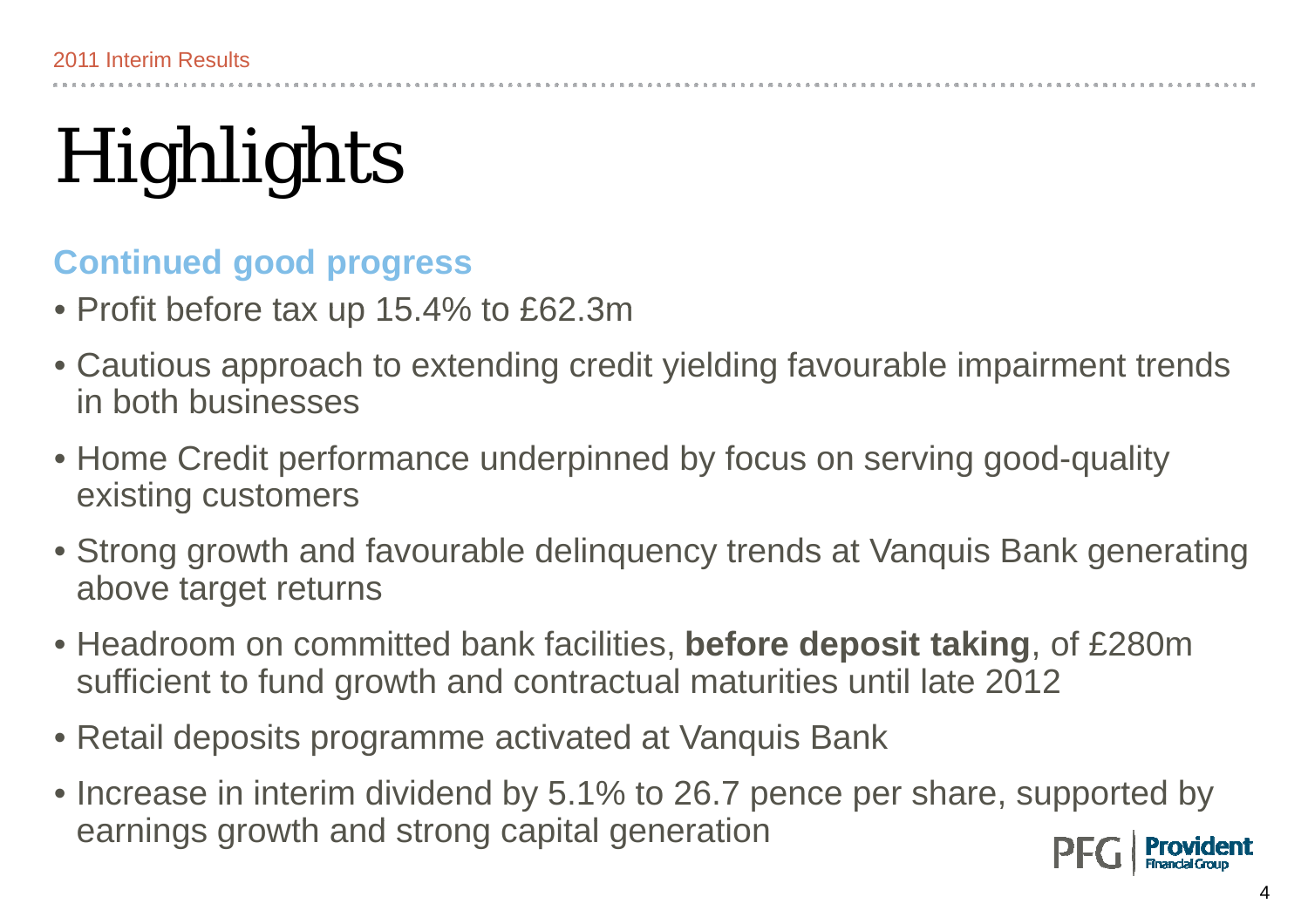# Highlights

## Continued good progress

- Profit before tax up 15.4% to £62.3m
- Cautious approach to extending credit yielding favourable impairment trends in both businesses
- Home Credit performance underpinned by focus on serving good-quality existing customers
- Strong growth and favourable delinquency trends at Vanquis Bank generating above target returns
- Headroom on committed bank facilities, **before deposit taking**, of £280m sufficient to fund growth and contractual maturities until late 2012
- Retail deposits programme activated at Vanquis Bank
- Increase in interim dividend by 5.1% to 26.7 pence per share, supported by earnings growth and strong capital generation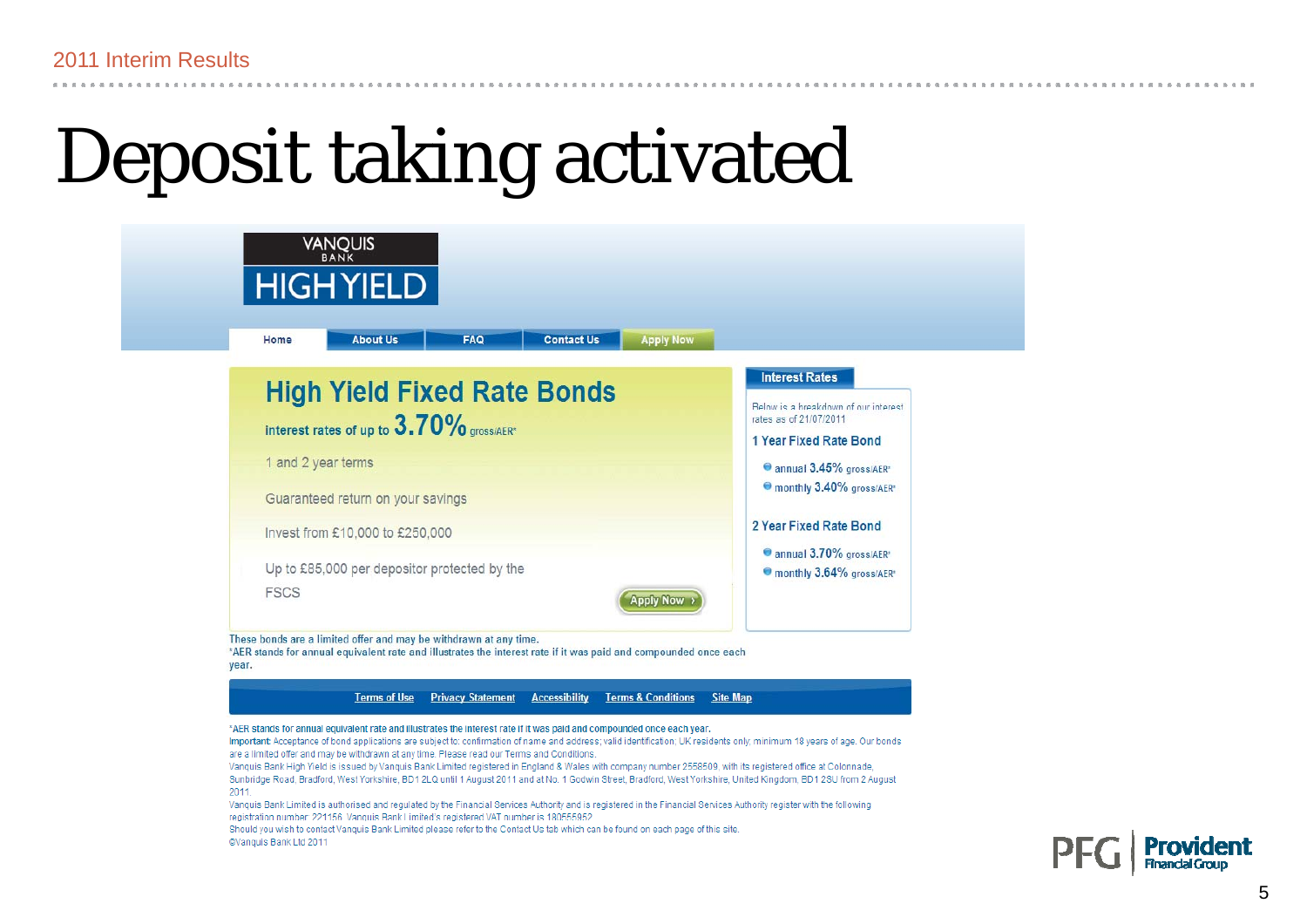# Deposit taking activated

VANQUIS BANK

HIGH YIELD

Home | About Us | FAQ | Contact Us | Apply Now

## High Yield Fixed Rate Bonds

interest rates of up to **3.70%** gross/AER*

1 and 2 year terms

Guaranteed return on your savings

Invest from £10,000 to £250,000

Up to £85,000 per depositor protected by the FSCS

Apply Now

**Interest Rates**

Below is a breakdown of our interest rates as of 21/07/2011

**1 Year Fixed Rate Bond**

- annual **3.45%** gross/AER*
- monthly **3.40%** gross/AER*

**2 Year Fixed Rate Bond**

- annual **3.70%** gross/AER*
- monthly **3.64%** gross/AER*

These bonds are a limited offer and may be withdrawn at any time.
*AER stands for annual equivalent rate and illustrates the interest rate if it was paid and compounded once each year.

Terms of Use | Privacy Statement | Accessibility | Terms & Conditions | Site Map

*AER stands for annual equivalent rate and illustrates the interest rate if it was paid and compounded once each year.
Important: Acceptance of bond applications are subject to: confirmation of name and address; valid identification; UK residents only; minimum 18 years of age. Our bonds are a limited offer and may be withdrawn at any time. Please read our Terms and Conditions.
Vanquis Bank High Yield is issued by Vanquis Bank Limited registered in England & Wales with company number 2558509, with its registered office at Colonnade, Sunbridge Road, Bradford, West Yorkshire, BD1 2LQ until 1 August 2011 and at No. 1 Godwin Street, Bradford, West Yorkshire, United Kingdom, BD1 2SU from 2 August 2011.
Vanquis Bank Limited is authorised and regulated by the Financial Services Authority and is registered in the Financial Services Authority register with the following registration number 221156. Vanquis Bank Limited's registered VAT number is 180555952.
Should you wish to contact Vanquis Bank Limited please refer to the Contact Us tab which can be found on each page of this site.
©Vanquis Bank Ltd 2011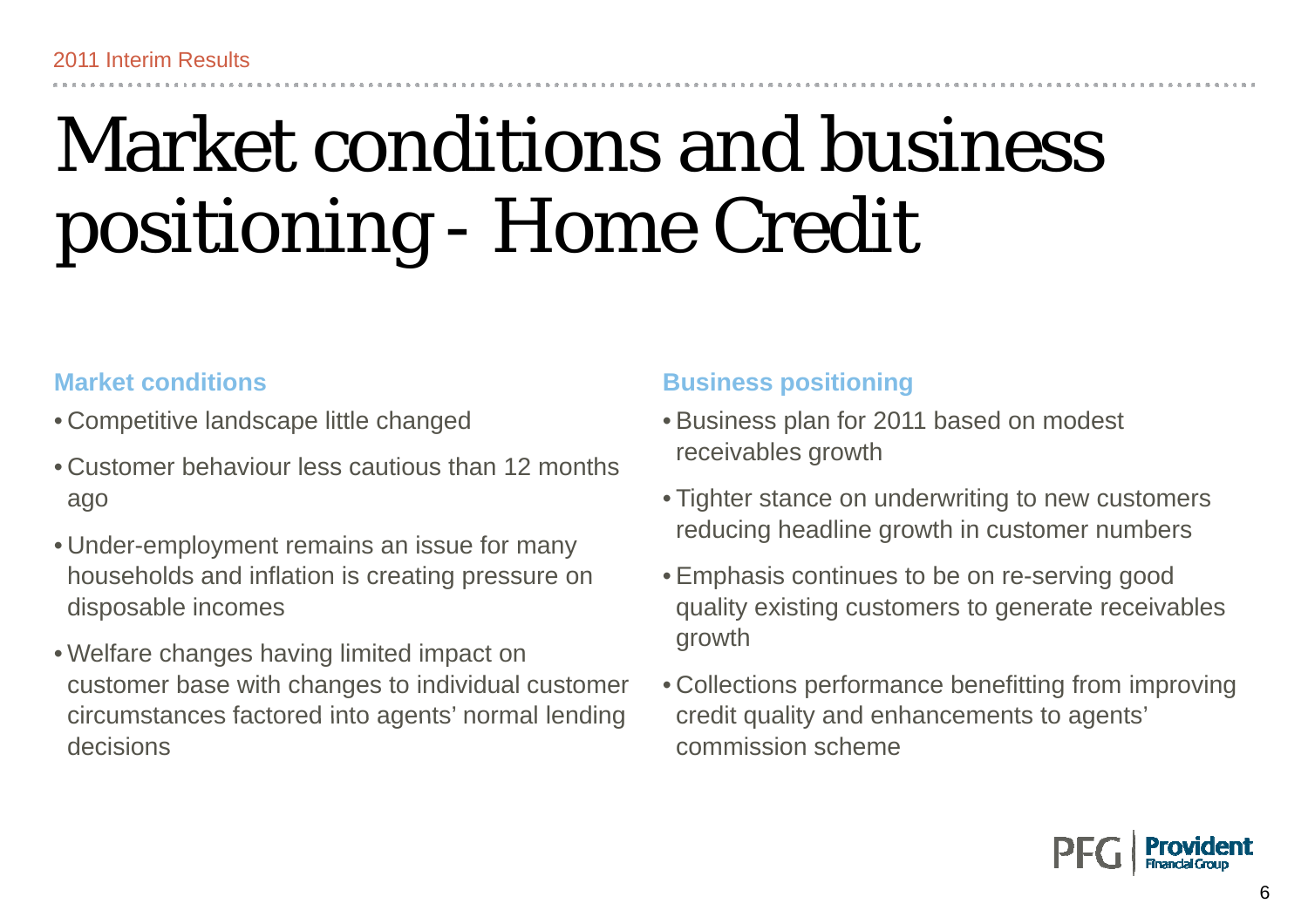# Market conditions and business positioning - Home Credit

## Market conditions

- Competitive landscape little changed
- Customer behaviour less cautious than 12 months ago
- Under-employment remains an issue for many households and inflation is creating pressure on disposable incomes
- Welfare changes having limited impact on customer base with changes to individual customer circumstances factored into agents' normal lending decisions

## Business positioning

- Business plan for 2011 based on modest receivables growth
- Tighter stance on underwriting to new customers reducing headline growth in customer numbers
- Emphasis continues to be on re-serving good quality existing customers to generate receivables growth
- Collections performance benefitting from improving credit quality and enhancements to agents' commission scheme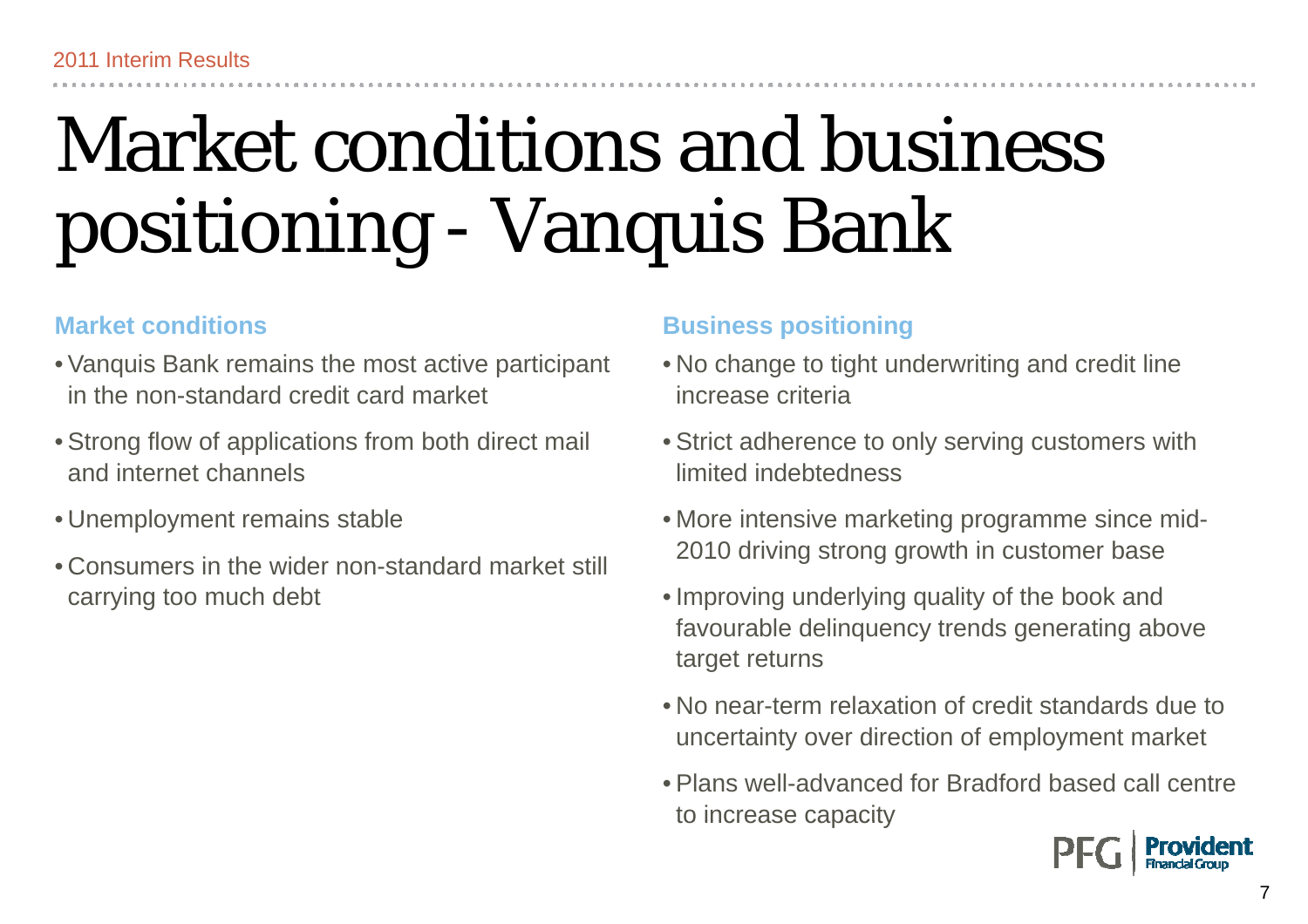# Market conditions and business positioning - Vanquis Bank

## Market conditions

- Vanquis Bank remains the most active participant in the non-standard credit card market
- Strong flow of applications from both direct mail and internet channels
- Unemployment remains stable
- Consumers in the wider non-standard market still carrying too much debt

## Business positioning

- No change to tight underwriting and credit line increase criteria
- Strict adherence to only serving customers with limited indebtedness
- More intensive marketing programme since mid-2010 driving strong growth in customer base
- Improving underlying quality of the book and favourable delinquency trends generating above target returns
- No near-term relaxation of credit standards due to uncertainty over direction of employment market
- Plans well-advanced for Bradford based call centre to increase capacity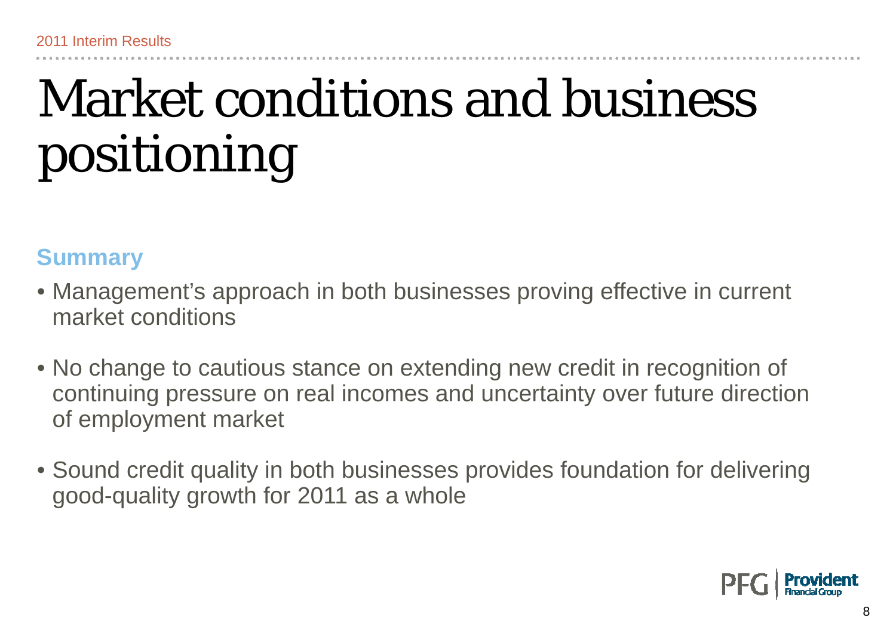# Market conditions and business positioning

## Summary

- Management's approach in both businesses proving effective in current market conditions
- No change to cautious stance on extending new credit in recognition of continuing pressure on real incomes and uncertainty over future direction of employment market
- Sound credit quality in both businesses provides foundation for delivering good-quality growth for 2011 as a whole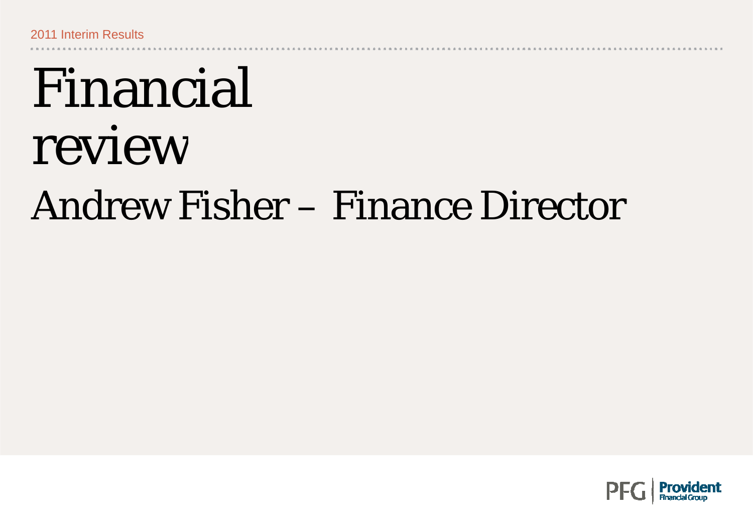# Financial review

## Andrew Fisher – Finance Director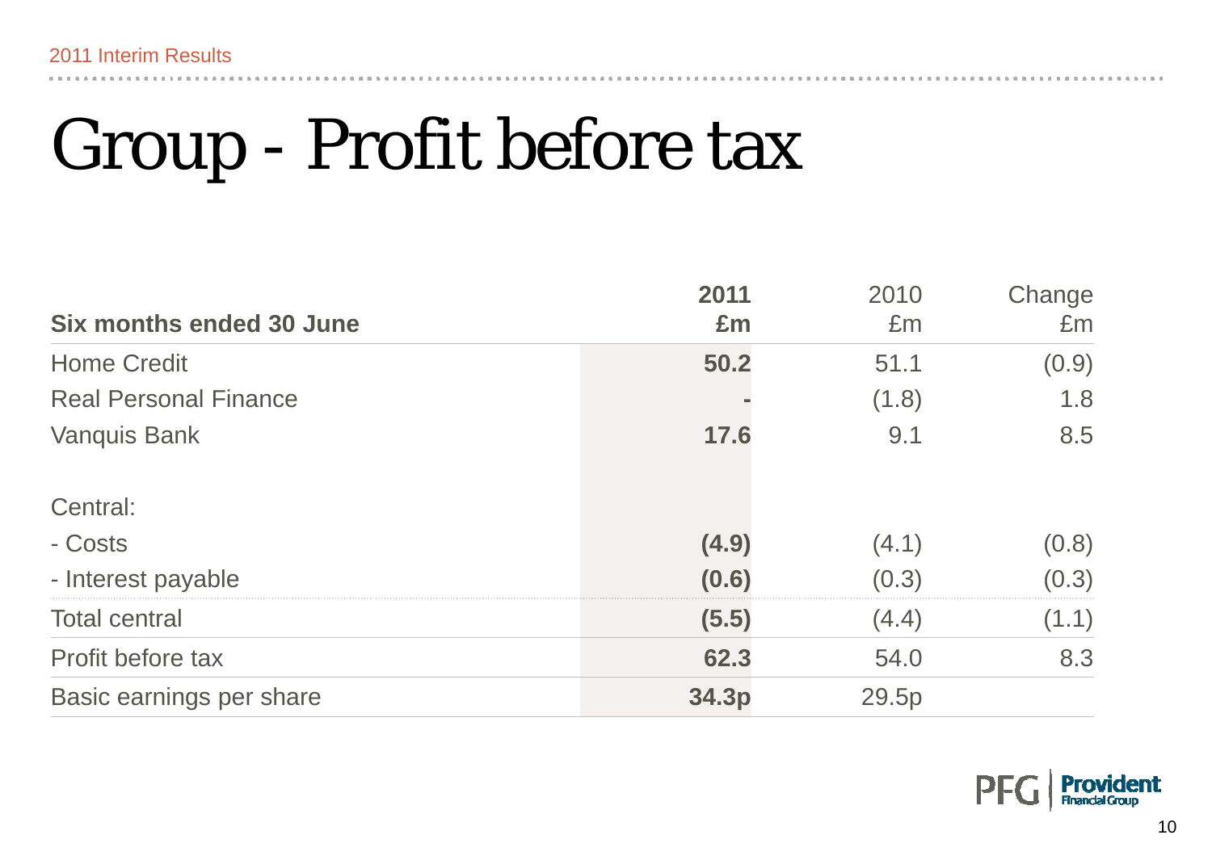# Group - Profit before tax

| Six months ended 30 June | 2011 £m | 2010 £m | Change £m |
|---|---|---|---|
| Home Credit | **50.2** | 51.1 | (0.9) |
| Real Personal Finance | **-** | (1.8) | 1.8 |
| Vanquis Bank | **17.6** | 9.1 | 8.5 |
| | | | |
| Central: | | | |
| - Costs | **(4.9)** | (4.1) | (0.8) |
| - Interest payable | **(0.6)** | (0.3) | (0.3) |
| Total central | **(5.5)** | (4.4) | (1.1) |
| Profit before tax | **62.3** | 54.0 | 8.3 |
| Basic earnings per share | **34.3p** | 29.5p | |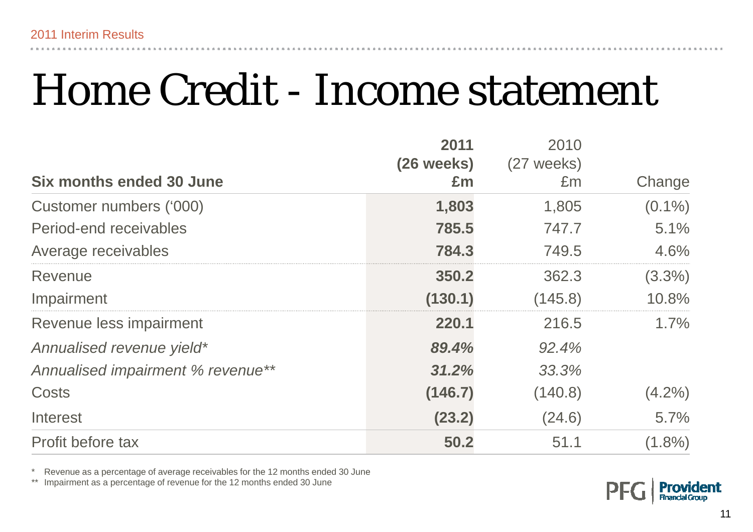# Home Credit - Income statement

| Six months ended 30 June | **2011 (26 weeks) £m** | 2010 (27 weeks) £m | Change |
|---|---|---|---|
| Customer numbers ('000) | **1,803** | 1,805 | (0.1%) |
| Period-end receivables | **785.5** | 747.7 | 5.1% |
| Average receivables | **784.3** | 749.5 | 4.6% |
| Revenue | **350.2** | 362.3 | (3.3%) |
| Impairment | **(130.1)** | (145.8) | 10.8% |
| Revenue less impairment | **220.1** | 216.5 | 1.7% |
| *Annualised revenue yield** | ***89.4%*** | *92.4%* | |
| *Annualised impairment % revenue*** | ***31.2%*** | *33.3%* | |
| Costs | **(146.7)** | (140.8) | (4.2%) |
| Interest | **(23.2)** | (24.6) | 5.7% |
| Profit before tax | **50.2** | 51.1 | (1.8%) |

\* Revenue as a percentage of average receivables for the 12 months ended 30 June

\*\* Impairment as a percentage of revenue for the 12 months ended 30 June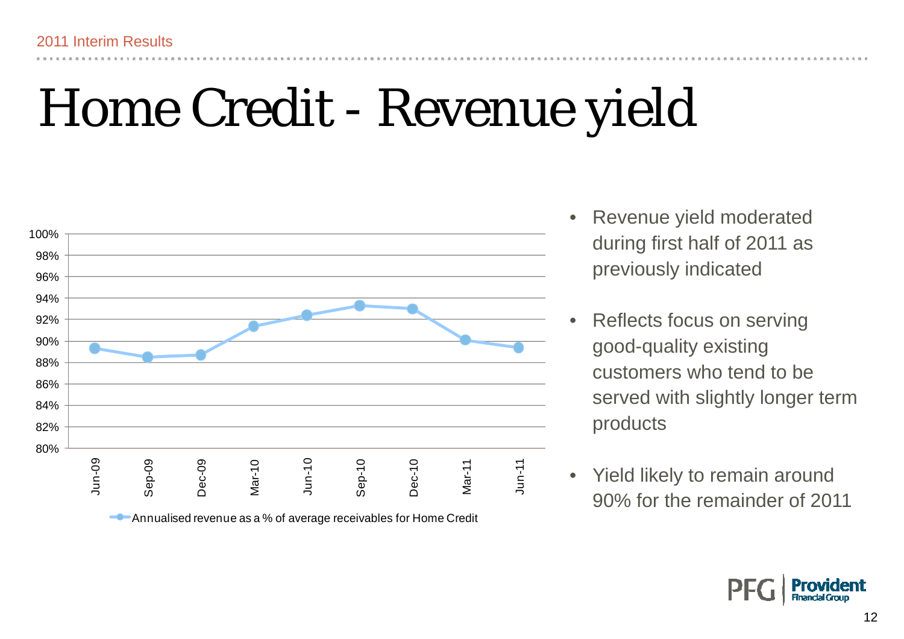# Home Credit - Revenue yield

Annualised revenue as a % of average receivables for Home Credit

- Revenue yield moderated during first half of 2011 as previously indicated
- Reflects focus on serving good-quality existing customers who tend to be served with slightly longer term products
- Yield likely to remain around 90% for the remainder of 2011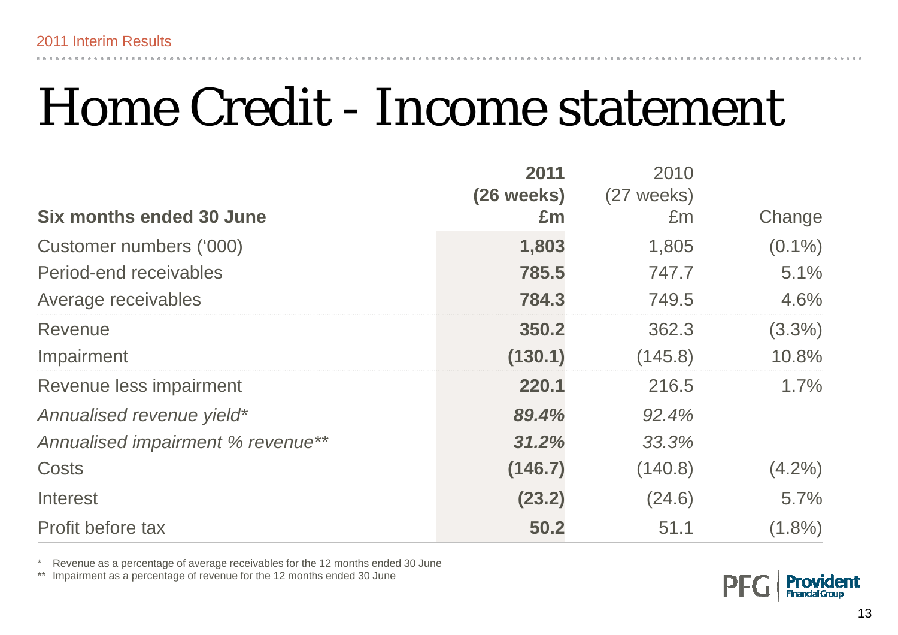# Home Credit - Income statement

| Six months ended 30 June | **2011 (26 weeks) £m** | 2010 (27 weeks) £m | Change |
|---|---|---|---|
| Customer numbers ('000) | **1,803** | 1,805 | (0.1%) |
| Period-end receivables | **785.5** | 747.7 | 5.1% |
| Average receivables | **784.3** | 749.5 | 4.6% |
| Revenue | **350.2** | 362.3 | (3.3%) |
| Impairment | **(130.1)** | (145.8) | 10.8% |
| Revenue less impairment | **220.1** | 216.5 | 1.7% |
| *Annualised revenue yield** | ***89.4%*** | *92.4%* | |
| *Annualised impairment % revenue*** | ***31.2%*** | *33.3%* | |
| Costs | **(146.7)** | (140.8) | (4.2%) |
| Interest | **(23.2)** | (24.6) | 5.7% |
| Profit before tax | **50.2** | 51.1 | (1.8%) |

\* Revenue as a percentage of average receivables for the 12 months ended 30 June

\*\* Impairment as a percentage of revenue for the 12 months ended 30 June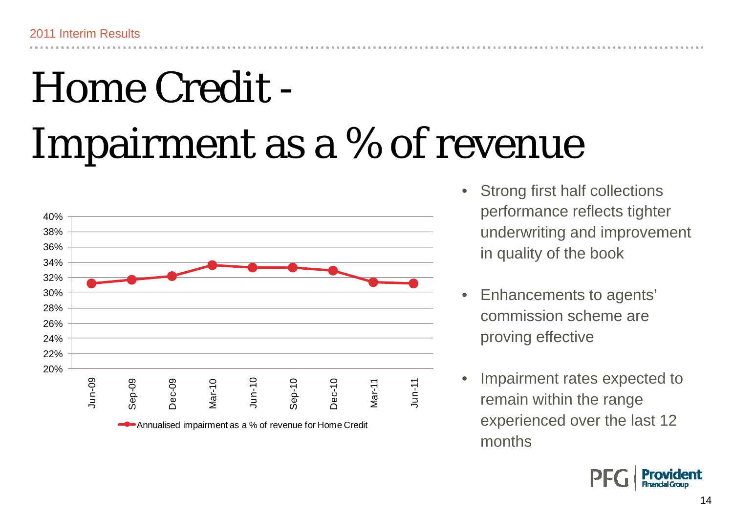# Home Credit - Impairment as a % of revenue

Annualised impairment as a % of revenue for Home Credit

- Strong first half collections performance reflects tighter underwriting and improvement in quality of the book
- Enhancements to agents' commission scheme are proving effective
- Impairment rates expected to remain within the range experienced over the last 12 months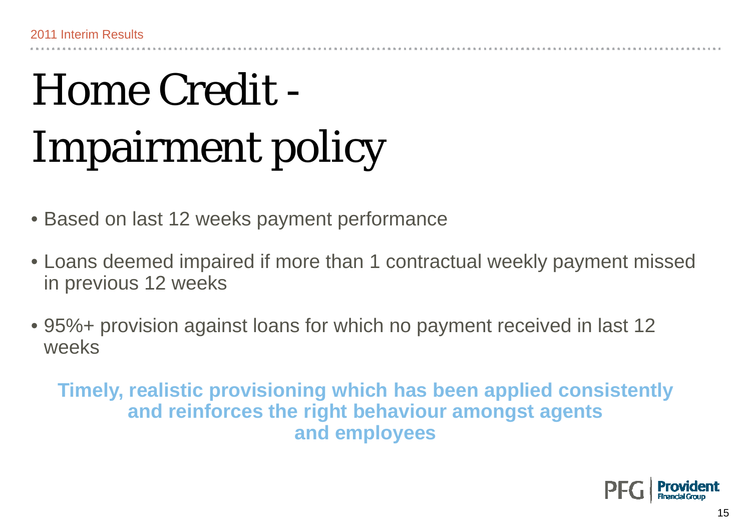# Home Credit - Impairment policy

- Based on last 12 weeks payment performance
- Loans deemed impaired if more than 1 contractual weekly payment missed in previous 12 weeks
- 95%+ provision against loans for which no payment received in last 12 weeks

**Timely, realistic provisioning which has been applied consistently and reinforces the right behaviour amongst agents and employees**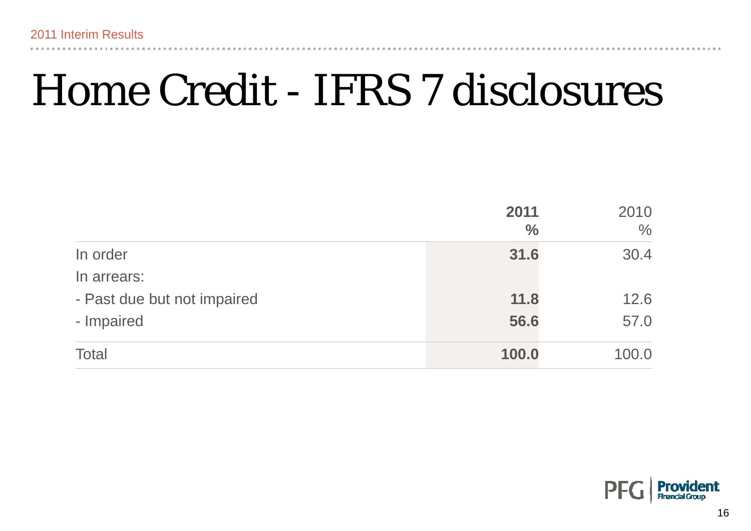# Home Credit - IFRS 7 disclosures

| | 2011<br>% | 2010<br>% |
|---|---|---|
| In order | **31.6** | 30.4 |
| In arrears: | | |
| - Past due but not impaired | **11.8** | 12.6 |
| - Impaired | **56.6** | 57.0 |
| Total | **100.0** | 100.0 |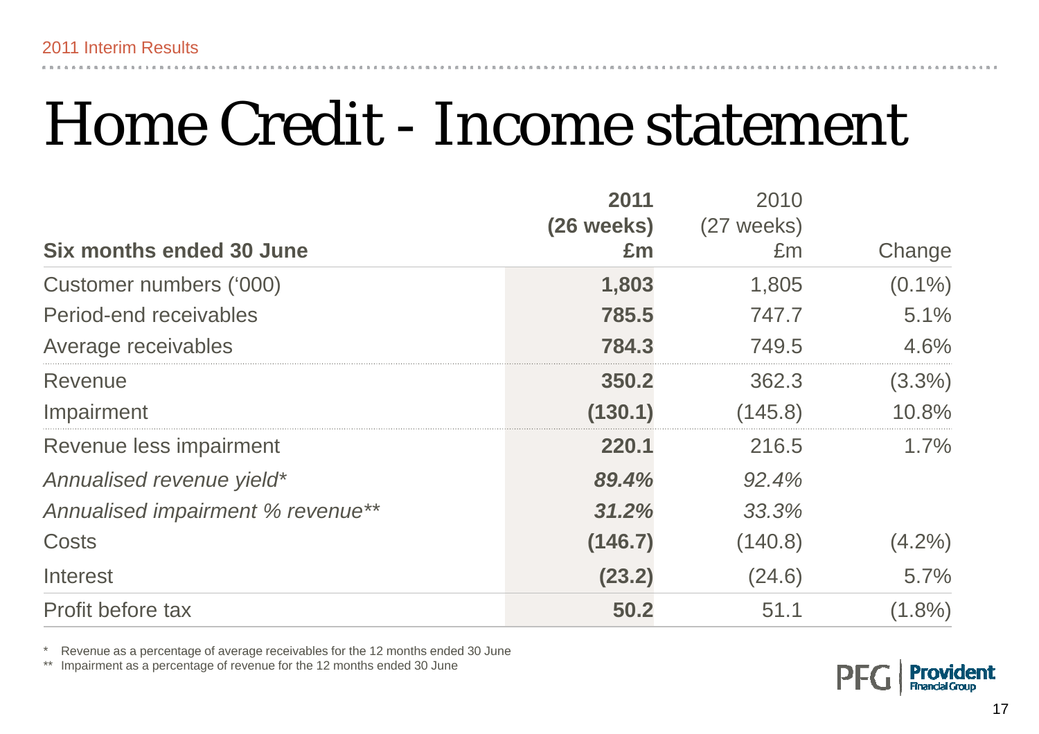# Home Credit - Income statement

| Six months ended 30 June | **2011 (26 weeks) £m** | 2010 (27 weeks) £m | Change |
|---|---|---|---|
| Customer numbers ('000) | **1,803** | 1,805 | (0.1%) |
| Period-end receivables | **785.5** | 747.7 | 5.1% |
| Average receivables | **784.3** | 749.5 | 4.6% |
| Revenue | **350.2** | 362.3 | (3.3%) |
| Impairment | **(130.1)** | (145.8) | 10.8% |
| Revenue less impairment | **220.1** | 216.5 | 1.7% |
| *Annualised revenue yield** | ***89.4%*** | *92.4%* | |
| *Annualised impairment % revenue*** | ***31.2%*** | *33.3%* | |
| Costs | **(146.7)** | (140.8) | (4.2%) |
| Interest | **(23.2)** | (24.6) | 5.7% |
| Profit before tax | **50.2** | 51.1 | (1.8%) |

\* Revenue as a percentage of average receivables for the 12 months ended 30 June

\** Impairment as a percentage of revenue for the 12 months ended 30 June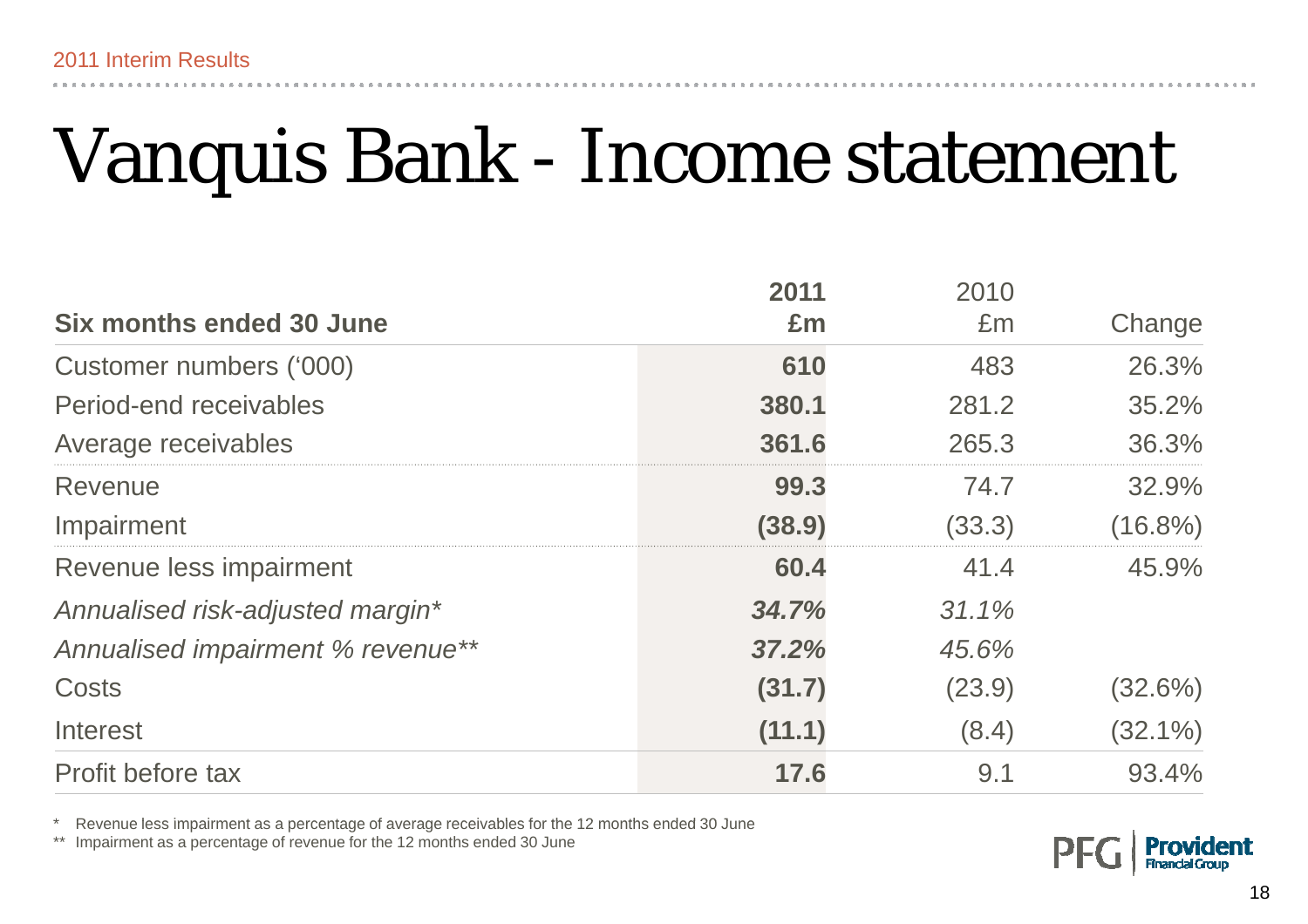# Vanquis Bank - Income statement

| Six months ended 30 June | **2011 £m** | 2010 £m | Change |
|---|---|---|---|
| Customer numbers ('000) | **610** | 483 | 26.3% |
| Period-end receivables | **380.1** | 281.2 | 35.2% |
| Average receivables | **361.6** | 265.3 | 36.3% |
| Revenue | **99.3** | 74.7 | 32.9% |
| Impairment | **(38.9)** | (33.3) | (16.8%) |
| Revenue less impairment | **60.4** | 41.4 | 45.9% |
| *Annualised risk-adjusted margin** | ***34.7%*** | *31.1%* | |
| *Annualised impairment % revenue*** | ***37.2%*** | *45.6%* | |
| Costs | **(31.7)** | (23.9) | (32.6%) |
| Interest | **(11.1)** | (8.4) | (32.1%) |
| Profit before tax | **17.6** | 9.1 | 93.4% |

\* Revenue less impairment as a percentage of average receivables for the 12 months ended 30 June

\*\* Impairment as a percentage of revenue for the 12 months ended 30 June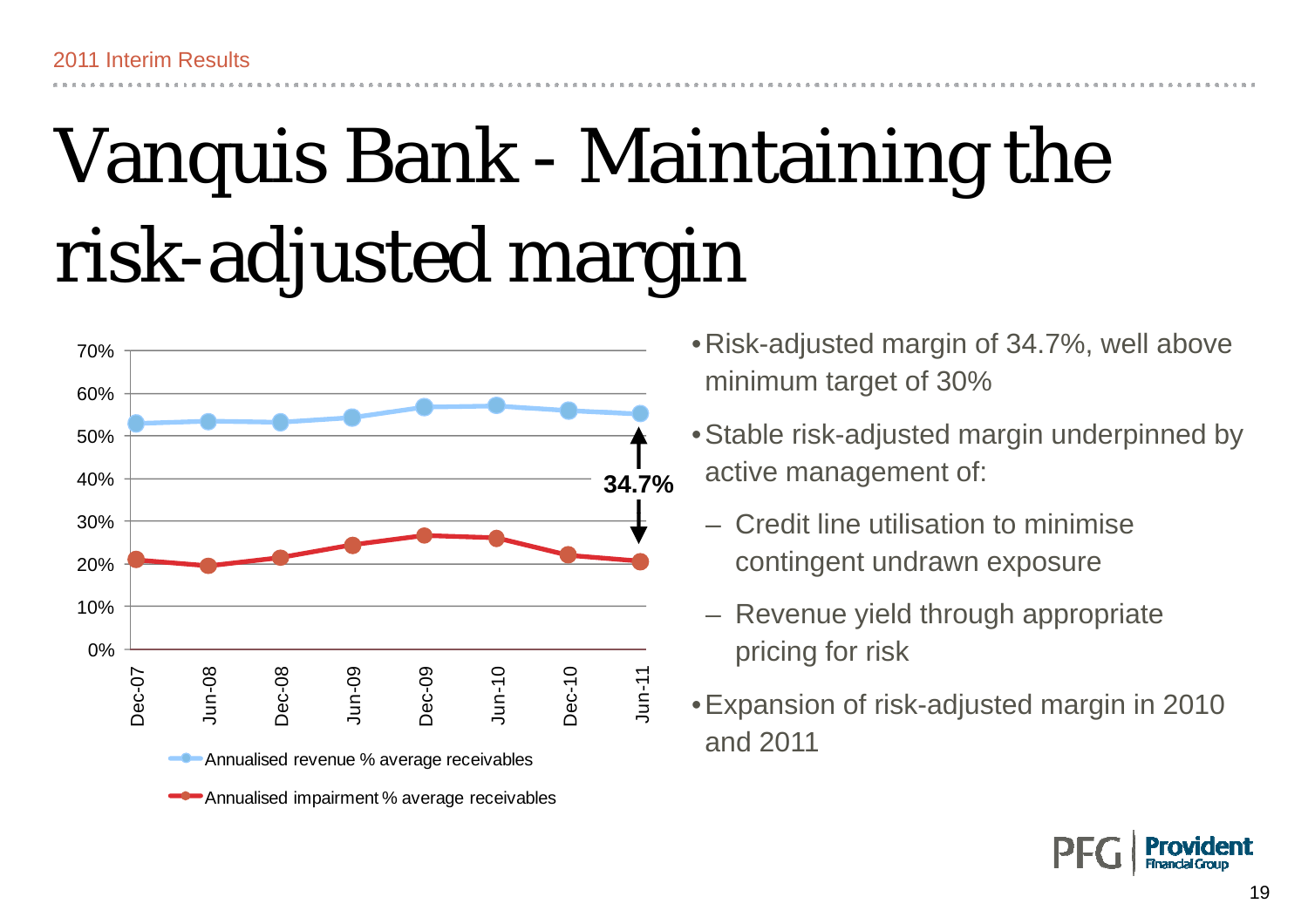# Vanquis Bank - Maintaining the risk-adjusted margin

- Risk-adjusted margin of 34.7%, well above minimum target of 30%
- Stable risk-adjusted margin underpinned by active management of:
  - Credit line utilisation to minimise contingent undrawn exposure
  - Revenue yield through appropriate pricing for risk
- Expansion of risk-adjusted margin in 2010 and 2011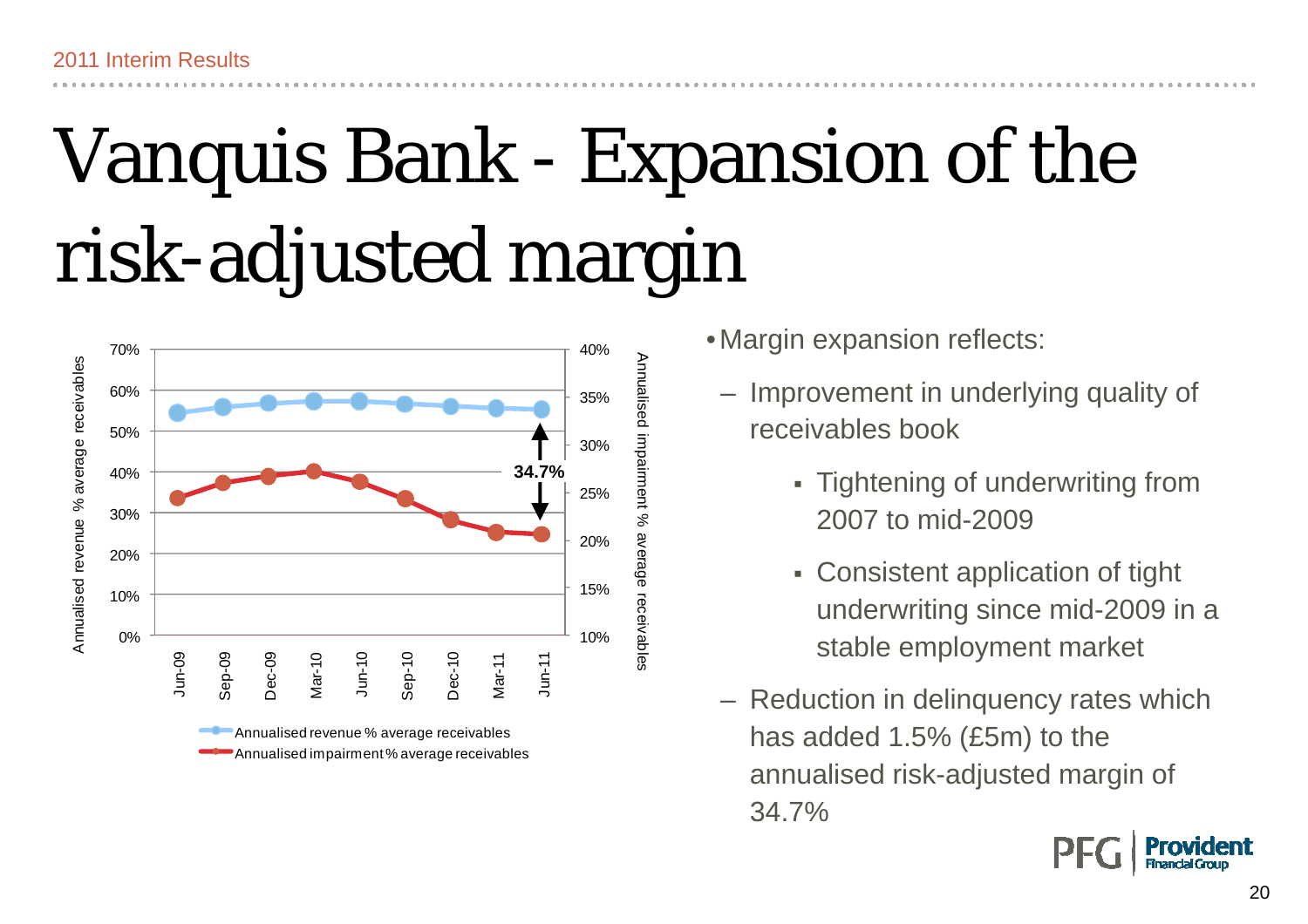# Vanquis Bank - Expansion of the risk-adjusted margin

- Margin expansion reflects:
  - Improvement in underlying quality of receivables book
    - Tightening of underwriting from 2007 to mid-2009
    - Consistent application of tight underwriting since mid-2009 in a stable employment market
  - Reduction in delinquency rates which has added 1.5% (£5m) to the annualised risk-adjusted margin of 34.7%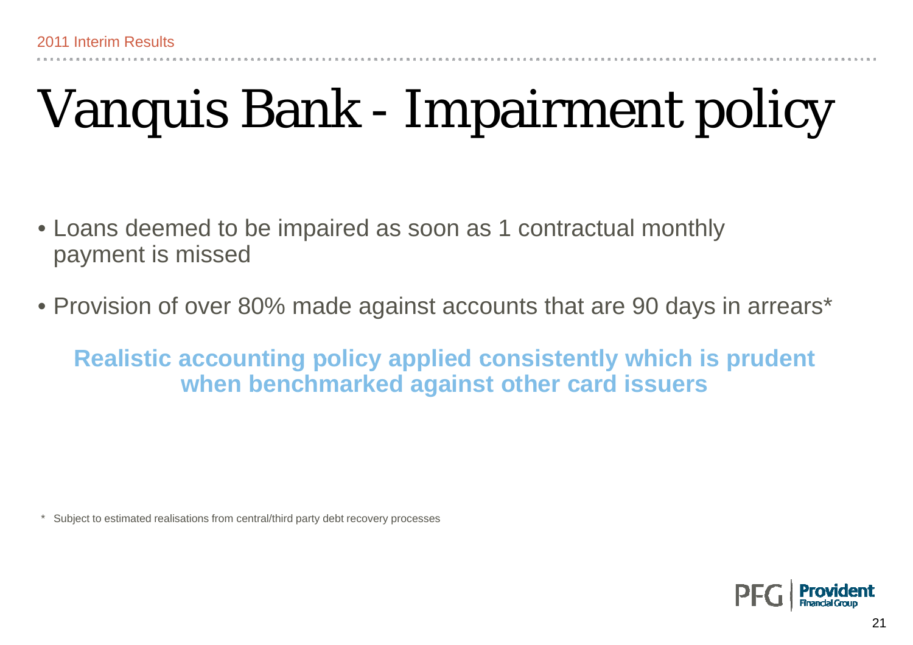# Vanquis Bank - Impairment policy

- Loans deemed to be impaired as soon as 1 contractual monthly payment is missed
- Provision of over 80% made against accounts that are 90 days in arrears*

**Realistic accounting policy applied consistently which is prudent when benchmarked against other card issuers**

* Subject to estimated realisations from central/third party debt recovery processes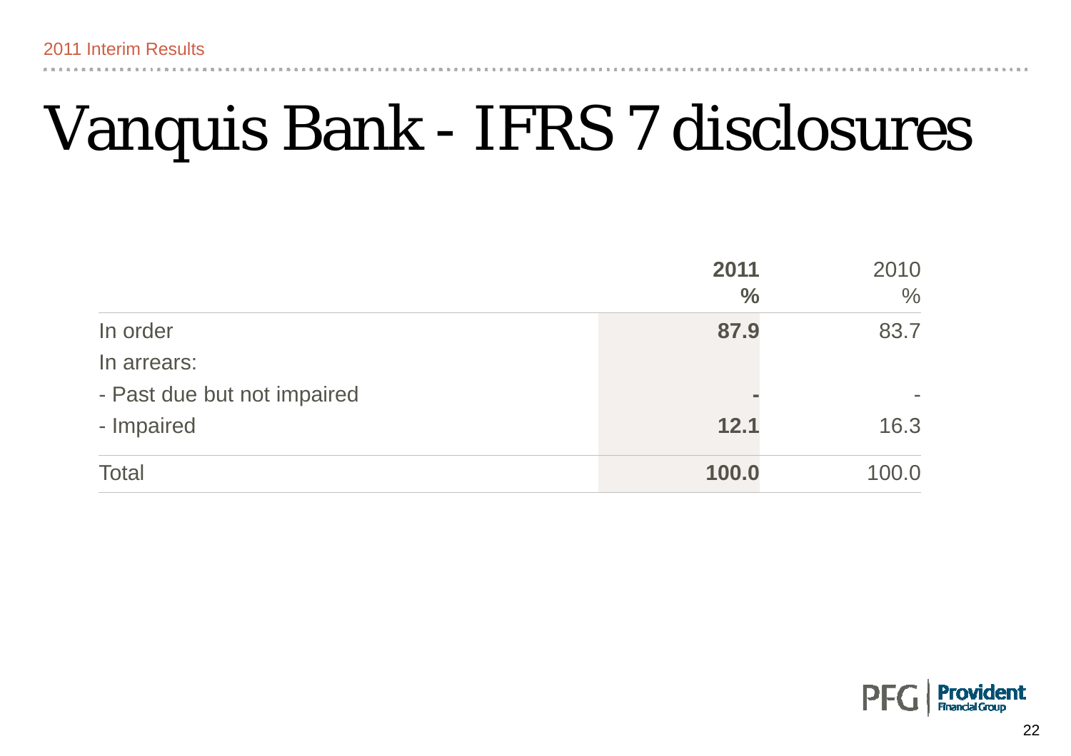# Vanquis Bank - IFRS 7 disclosures

| | **2011 %** | 2010 % |
|---|---|---|
| In order | **87.9** | 83.7 |
| In arrears: | | |
| - Past due but not impaired | **-** | - |
| - Impaired | **12.1** | 16.3 |
| Total | **100.0** | 100.0 |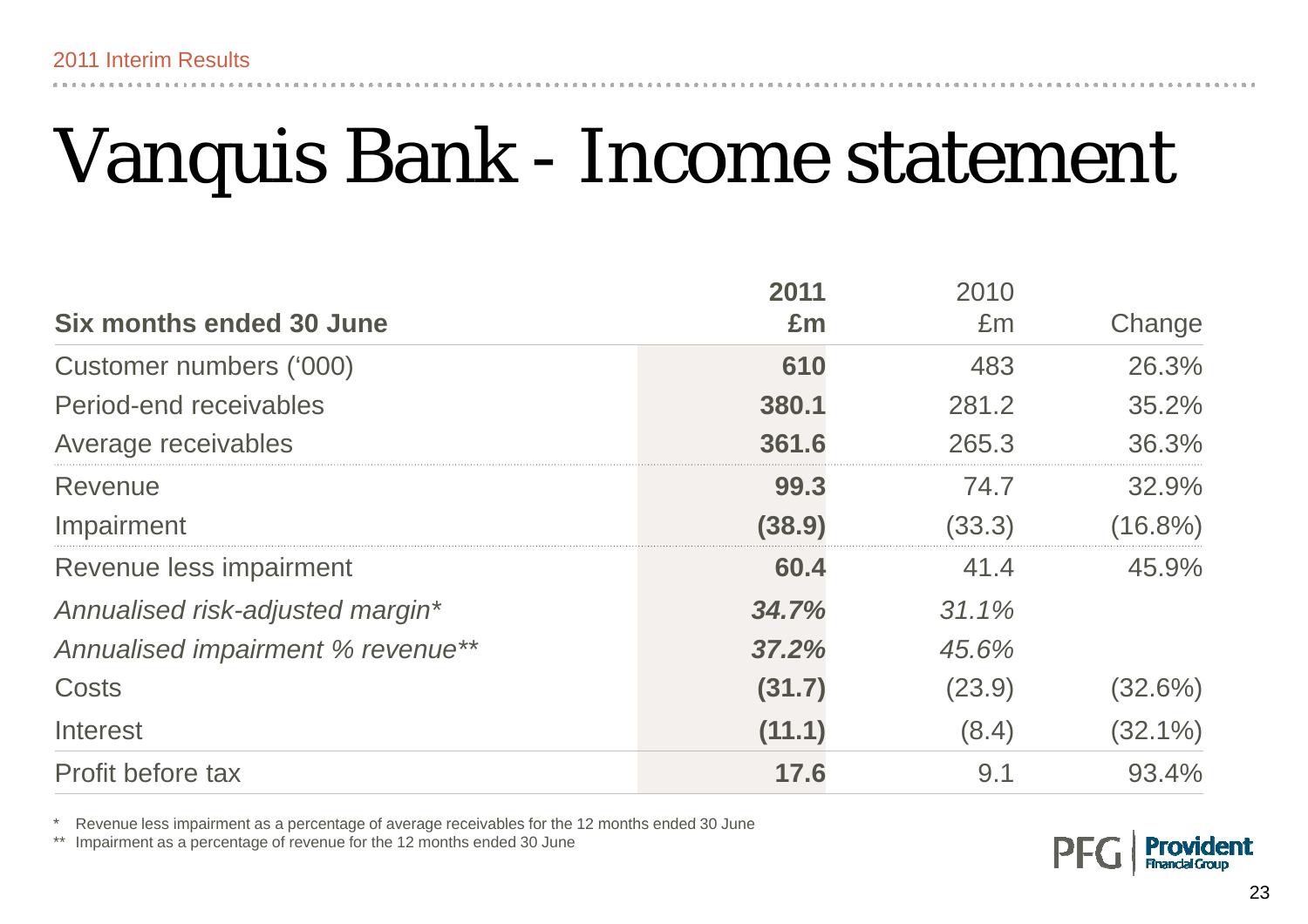# Vanquis Bank - Income statement

| Six months ended 30 June | 2011 £m | 2010 £m | Change |
|---|---|---|---|
| Customer numbers ('000) | **610** | 483 | 26.3% |
| Period-end receivables | **380.1** | 281.2 | 35.2% |
| Average receivables | **361.6** | 265.3 | 36.3% |
| Revenue | **99.3** | 74.7 | 32.9% |
| Impairment | **(38.9)** | (33.3) | (16.8%) |
| Revenue less impairment | **60.4** | 41.4 | 45.9% |
| *Annualised risk-adjusted margin** | ***34.7%*** | *31.1%* | |
| *Annualised impairment % revenue*** | ***37.2%*** | *45.6%* | |
| Costs | **(31.7)** | (23.9) | (32.6%) |
| Interest | **(11.1)** | (8.4) | (32.1%) |
| Profit before tax | **17.6** | 9.1 | 93.4% |

\* Revenue less impairment as a percentage of average receivables for the 12 months ended 30 June

\*\* Impairment as a percentage of revenue for the 12 months ended 30 June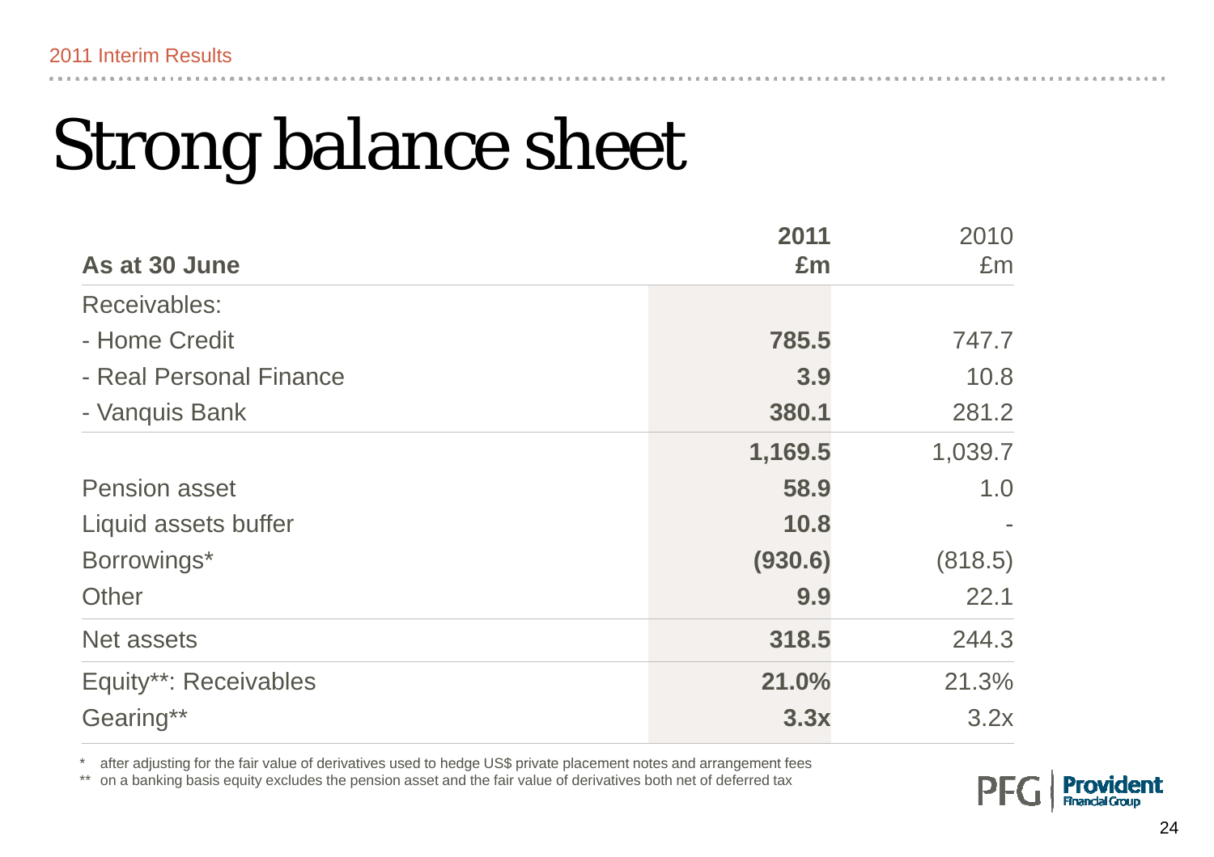# Strong balance sheet

| As at 30 June | 2011 £m | 2010 £m |
|---|---|---|
| Receivables: | | |
| - Home Credit | **785.5** | 747.7 |
| - Real Personal Finance | **3.9** | 10.8 |
| - Vanquis Bank | **380.1** | 281.2 |
| | **1,169.5** | 1,039.7 |
| Pension asset | **58.9** | 1.0 |
| Liquid assets buffer | **10.8** | - |
| Borrowings* | **(930.6)** | (818.5) |
| Other | **9.9** | 22.1 |
| Net assets | **318.5** | 244.3 |
| Equity**: Receivables | **21.0%** | 21.3% |
| Gearing** | **3.3x** | 3.2x |

\* after adjusting for the fair value of derivatives used to hedge US$ private placement notes and arrangement fees

** on a banking basis equity excludes the pension asset and the fair value of derivatives both net of deferred tax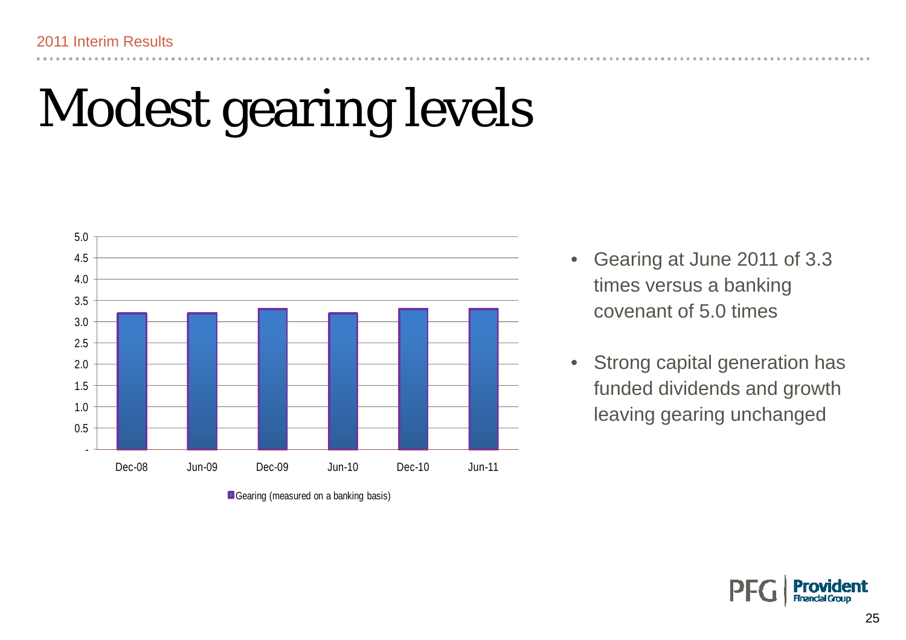# Modest gearing levels

- Gearing at June 2011 of 3.3 times versus a banking covenant of 5.0 times
- Strong capital generation has funded dividends and growth leaving gearing unchanged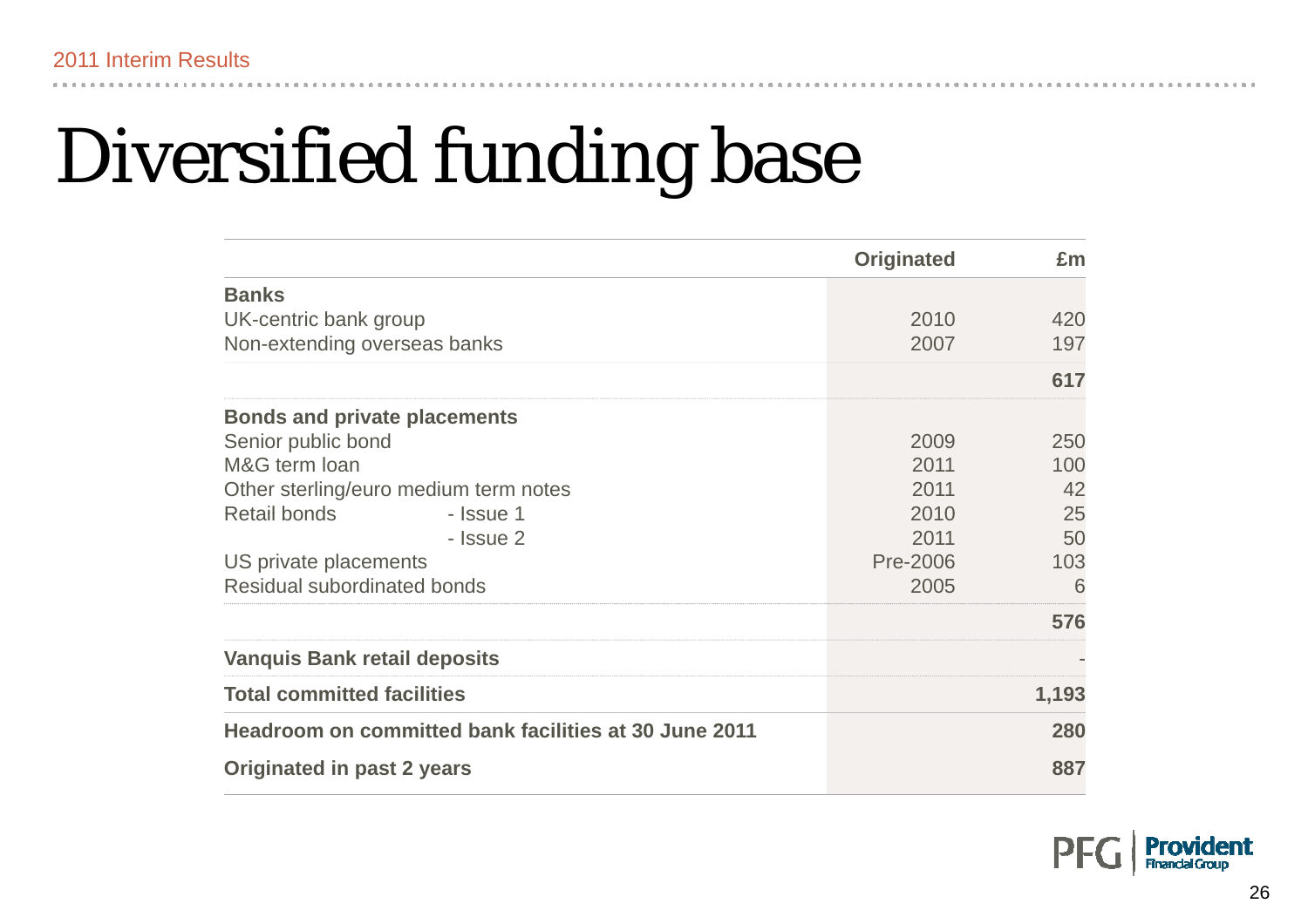# Diversified funding base

| | Originated | £m |
|---|---|---|
| **Banks** | | |
| UK-centric bank group | 2010 | 420 |
| Non-extending overseas banks | 2007 | 197 |
| | | **617** |
| **Bonds and private placements** | | |
| Senior public bond | 2009 | 250 |
| M&G term loan | 2011 | 100 |
| Other sterling/euro medium term notes | 2011 | 42 |
| Retail bonds - Issue 1 | 2010 | 25 |
| - Issue 2 | 2011 | 50 |
| US private placements | Pre-2006 | 103 |
| Residual subordinated bonds | 2005 | 6 |
| | | **576** |
| **Vanquis Bank retail deposits** | | - |
| **Total committed facilities** | | **1,193** |
| **Headroom on committed bank facilities at 30 June 2011** | | **280** |
| **Originated in past 2 years** | | **887** |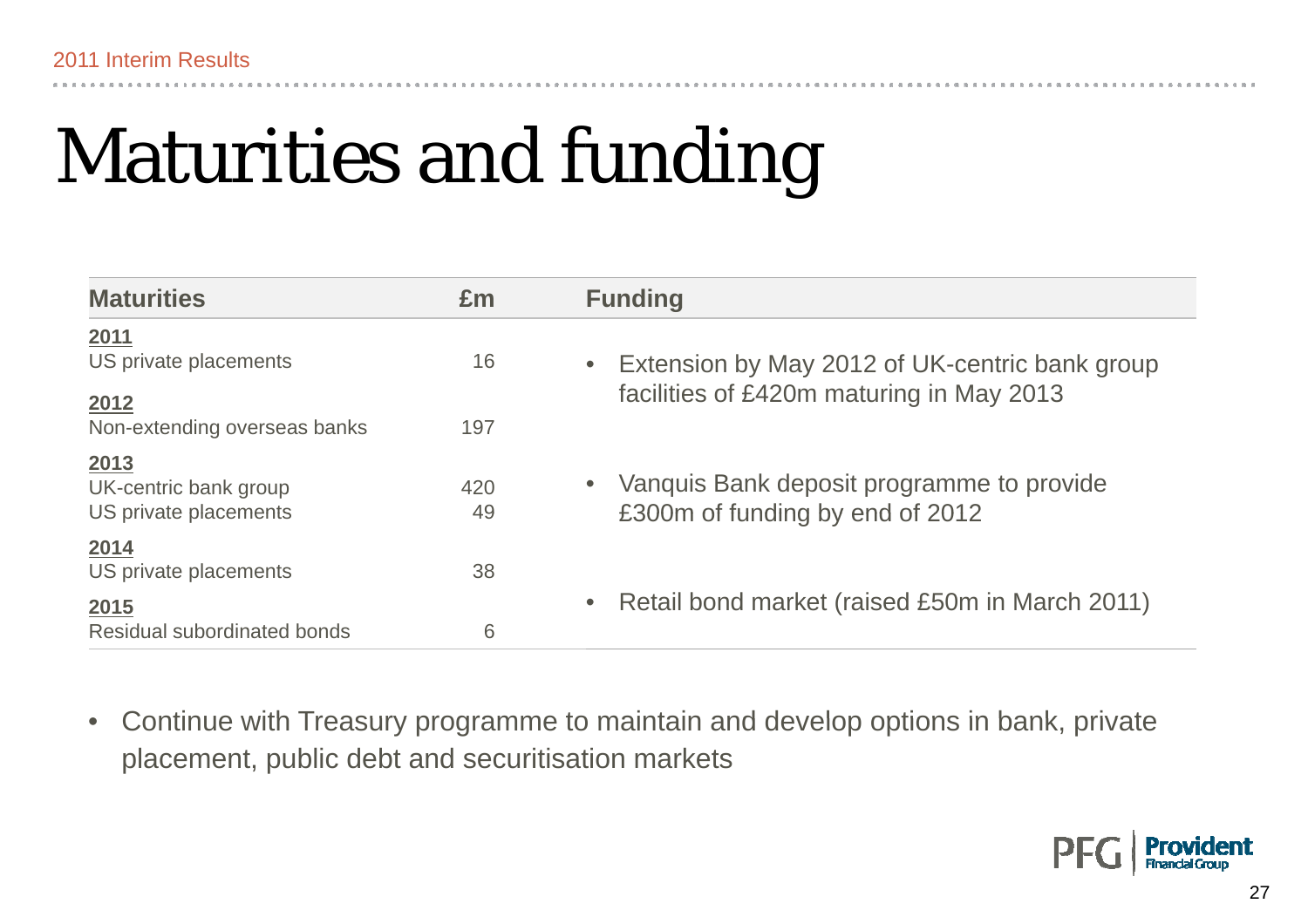# Maturities and funding

| Maturities | £m |
|---|---|
| **2011** | |
| US private placements | 16 |
| **2012** | |
| Non-extending overseas banks | 197 |
| **2013** | |
| UK-centric bank group | 420 |
| US private placements | 49 |
| **2014** | |
| US private placements | 38 |
| **2015** | |
| Residual subordinated bonds | 6 |

## Funding

- Extension by May 2012 of UK-centric bank group facilities of £420m maturing in May 2013
- Vanquis Bank deposit programme to provide £300m of funding by end of 2012
- Retail bond market (raised £50m in March 2011)

---

- Continue with Treasury programme to maintain and develop options in bank, private placement, public debt and securitisation markets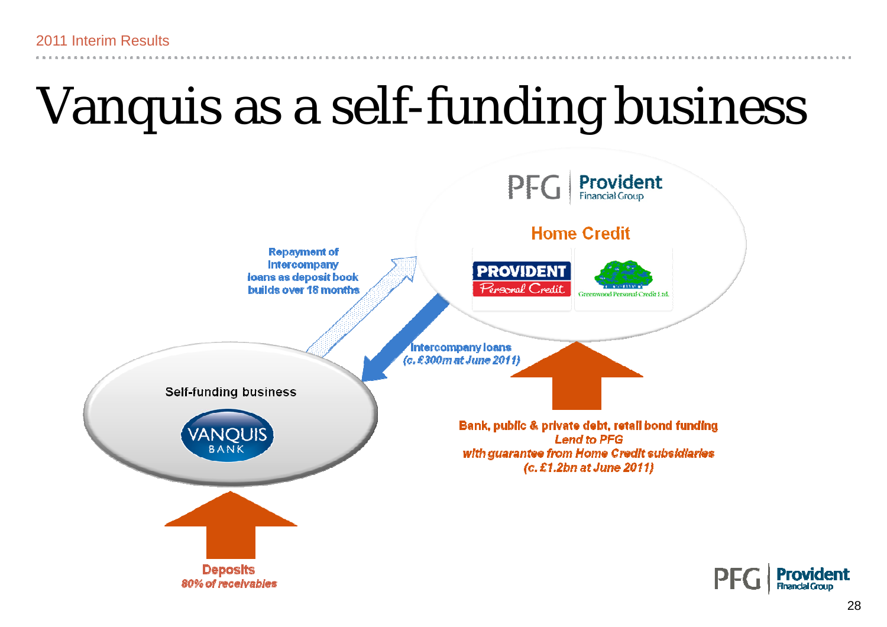# Vanquis as a self-funding business

**PFG Provident Financial Group**

**Home Credit**

PROVIDENT Personal Credit

Greenwood Personal Credit Ltd.

**Repayment of Intercompany loans as deposit book builds over 18 months**

**Intercompany loans**
*(c. £300m at June 2011)*

**Self-funding business**

VANQUIS BANK

**Bank, public & private debt, retail bond funding**
*Lend to PFG*
*with guarantee from Home Credit subsidiaries*
*(c. £1.2bn at June 2011)*

**Deposits**
*80% of receivables*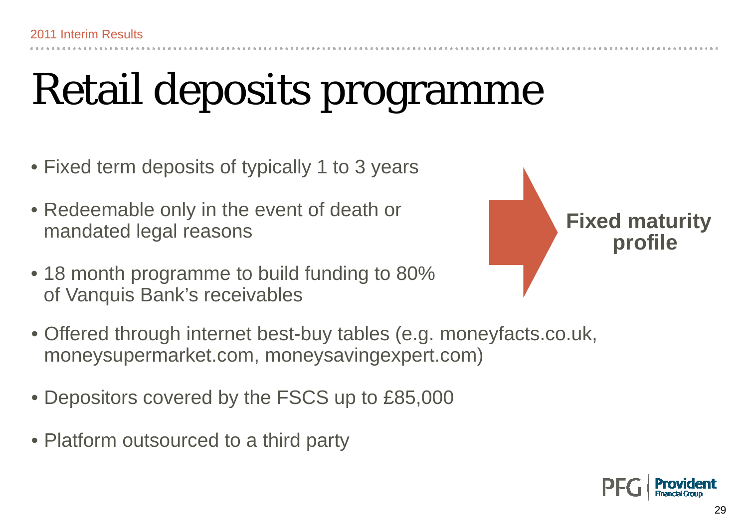# Retail deposits programme

- Fixed term deposits of typically 1 to 3 years
- Redeemable only in the event of death or mandated legal reasons
- 18 month programme to build funding to 80% of Vanquis Bank's receivables

**Fixed maturity profile**

- Offered through internet best-buy tables (e.g. moneyfacts.co.uk, moneysupermarket.com, moneysavingexpert.com)
- Depositors covered by the FSCS up to £85,000
- Platform outsourced to a third party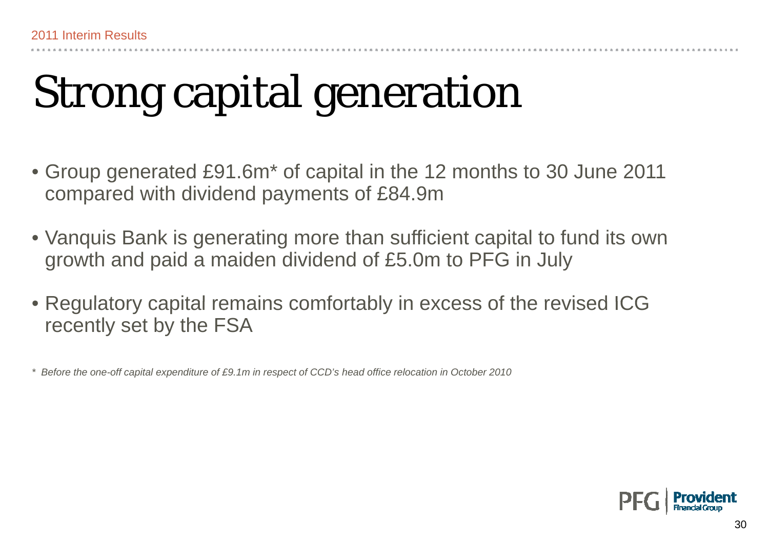# Strong capital generation

- Group generated £91.6m* of capital in the 12 months to 30 June 2011 compared with dividend payments of £84.9m
- Vanquis Bank is generating more than sufficient capital to fund its own growth and paid a maiden dividend of £5.0m to PFG in July
- Regulatory capital remains comfortably in excess of the revised ICG recently set by the FSA

*\* Before the one-off capital expenditure of £9.1m in respect of CCD's head office relocation in October 2010*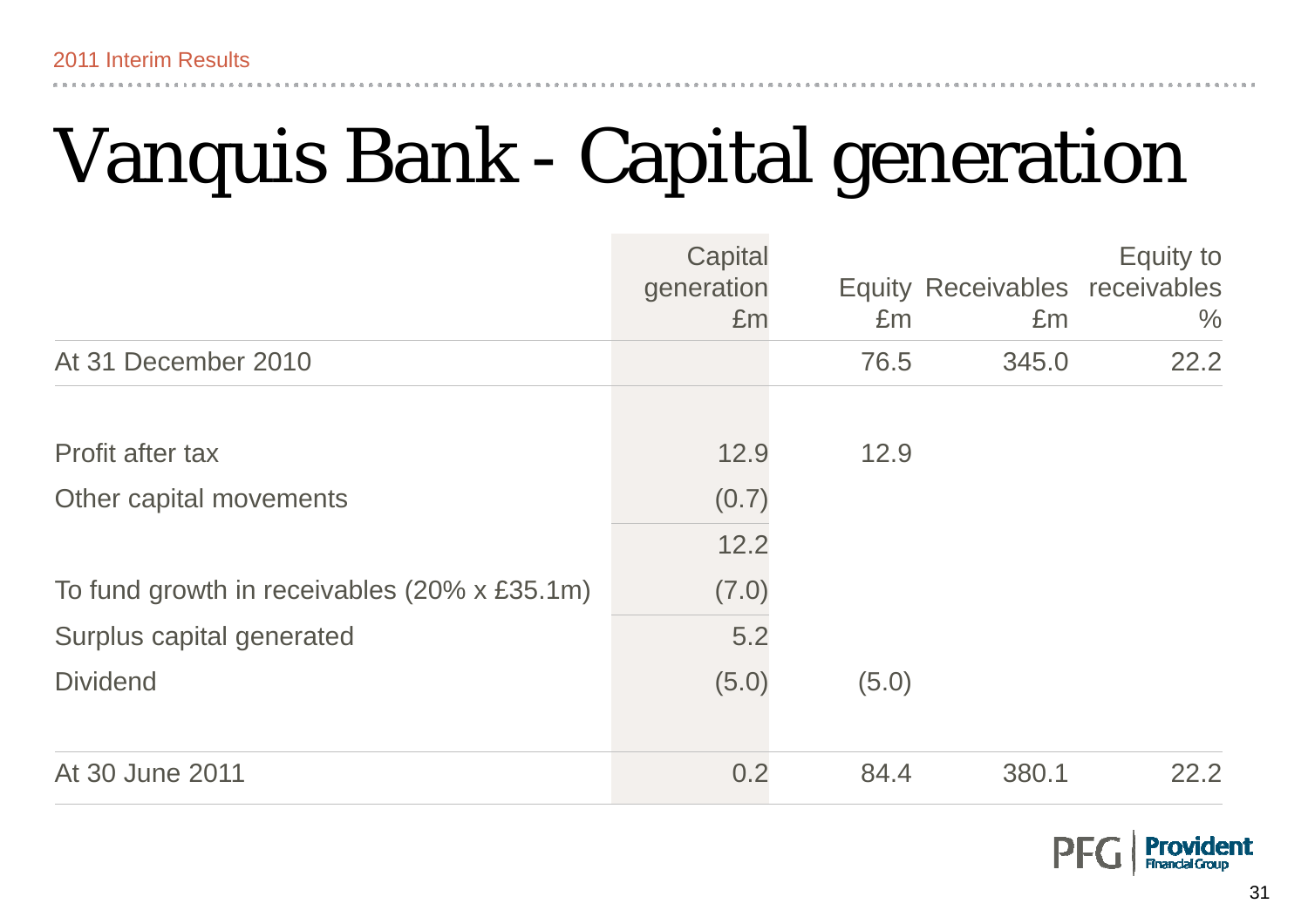# Vanquis Bank - Capital generation

| | Capital generation £m | Equity £m | Receivables £m | Equity to receivables % |
|---|---|---|---|---|
| At 31 December 2010 | | 76.5 | 345.0 | 22.2 |
| Profit after tax | 12.9 | 12.9 | | |
| Other capital movements | (0.7) | | | |
| | 12.2 | | | |
| To fund growth in receivables (20% x £35.1m) | (7.0) | | | |
| Surplus capital generated | 5.2 | | | |
| Dividend | (5.0) | (5.0) | | |
| At 30 June 2011 | 0.2 | 84.4 | 380.1 | 22.2 |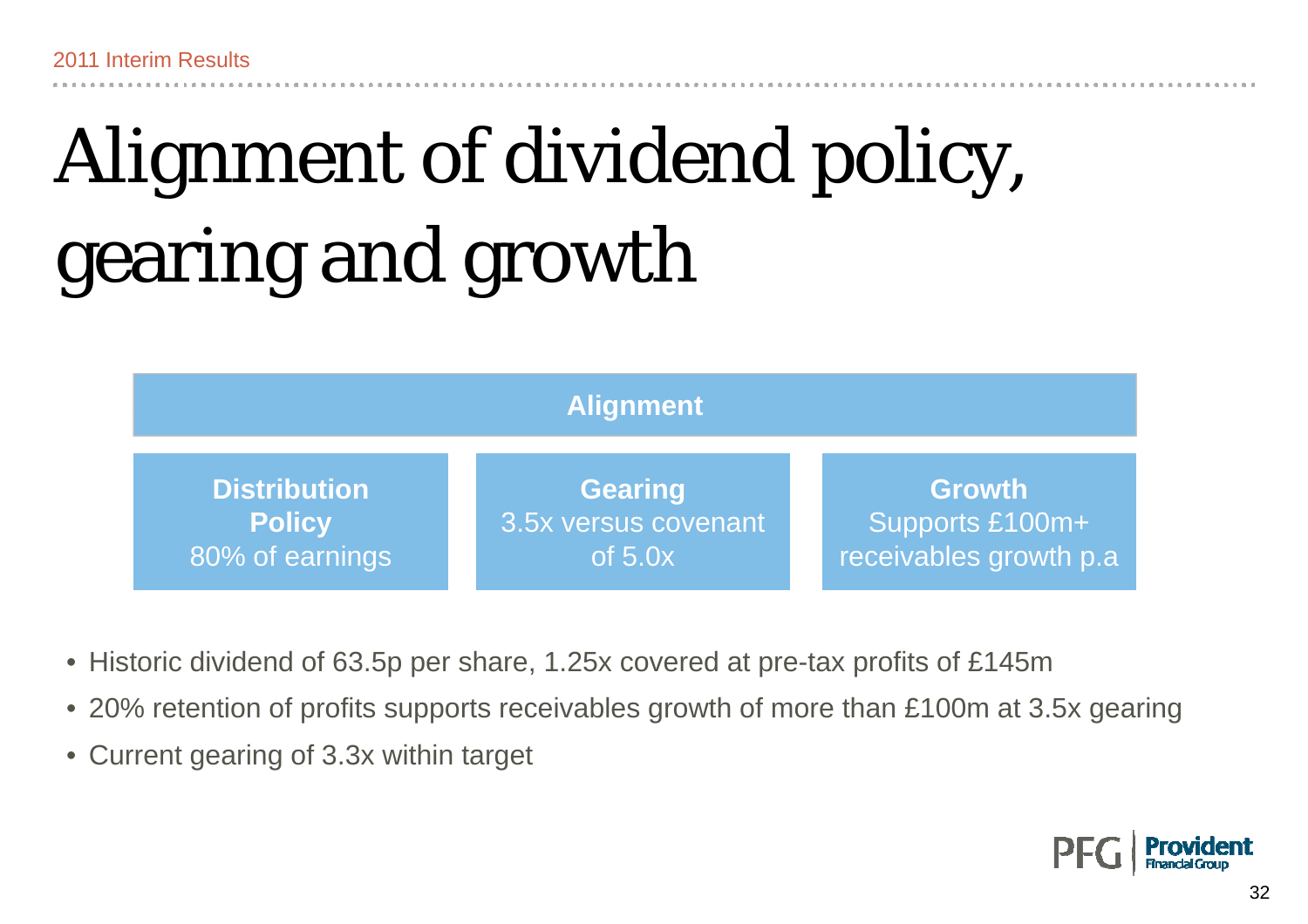# Alignment of dividend policy, gearing and growth

**Alignment**

| **Distribution Policy** | **Gearing** | **Growth** |
|---|---|---|
| 80% of earnings | 3.5x versus covenant of 5.0x | Supports £100m+ receivables growth p.a |

- Historic dividend of 63.5p per share, 1.25x covered at pre-tax profits of £145m
- 20% retention of profits supports receivables growth of more than £100m at 3.5x gearing
- Current gearing of 3.3x within target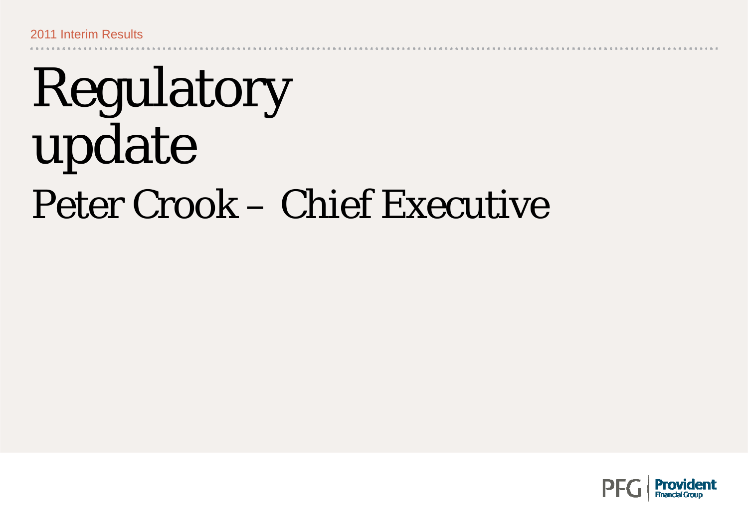# Regulatory update

## Peter Crook – Chief Executive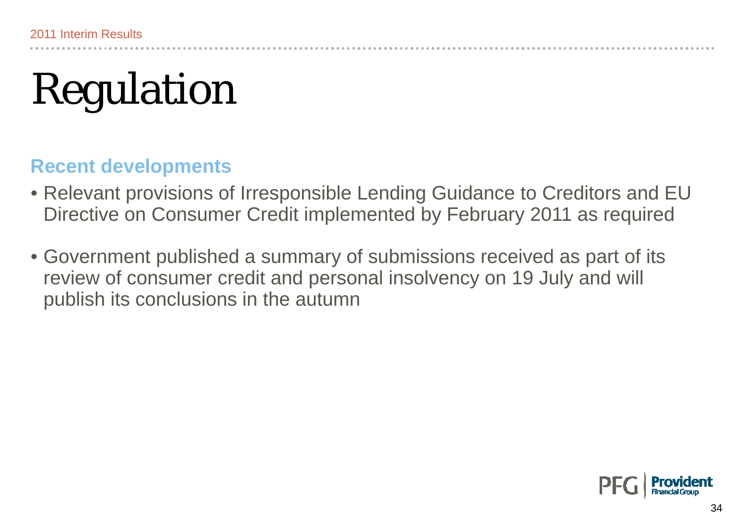# Regulation

## Recent developments

- Relevant provisions of Irresponsible Lending Guidance to Creditors and EU Directive on Consumer Credit implemented by February 2011 as required
- Government published a summary of submissions received as part of its review of consumer credit and personal insolvency on 19 July and will publish its conclusions in the autumn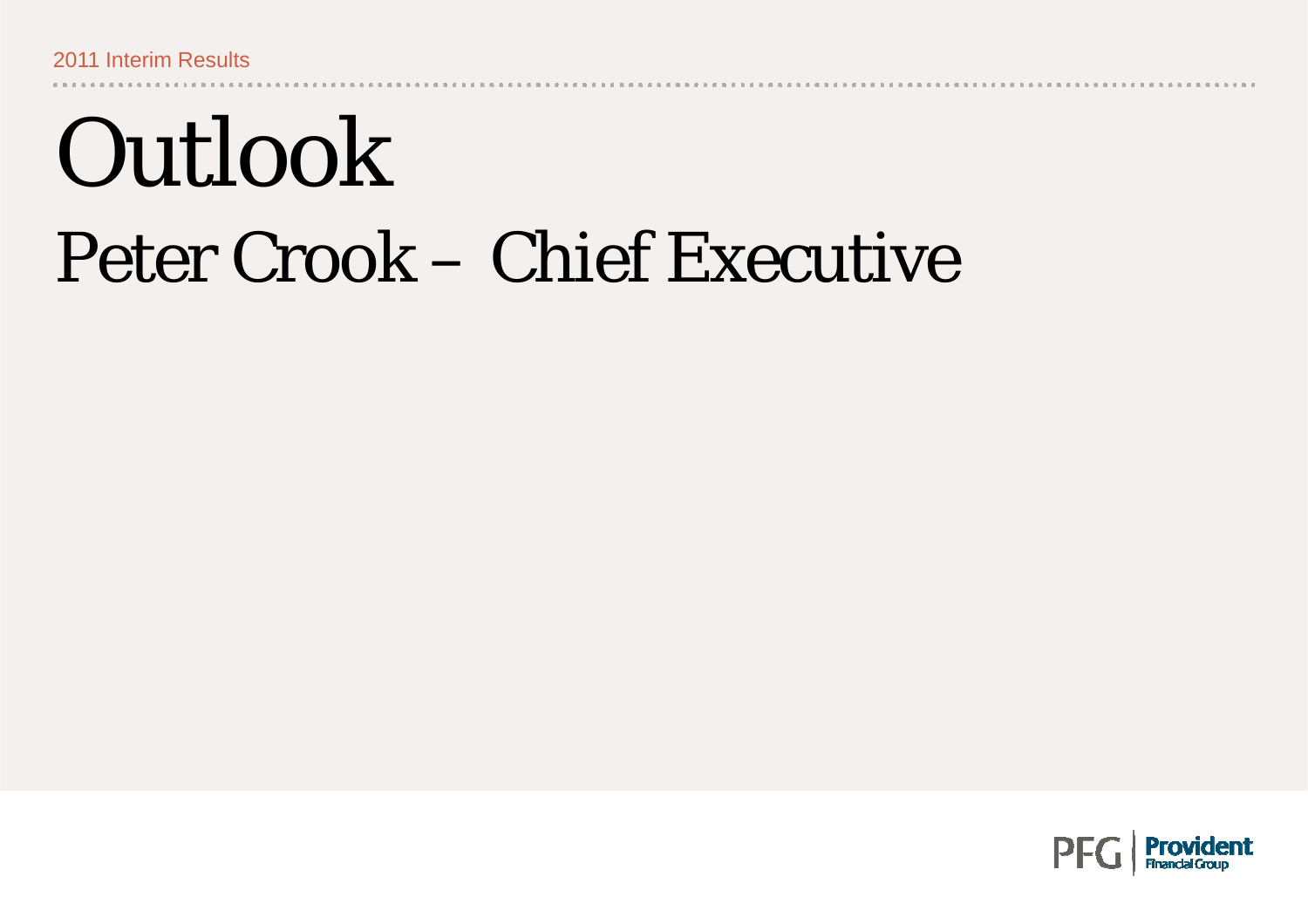# Outlook

## Peter Crook – Chief Executive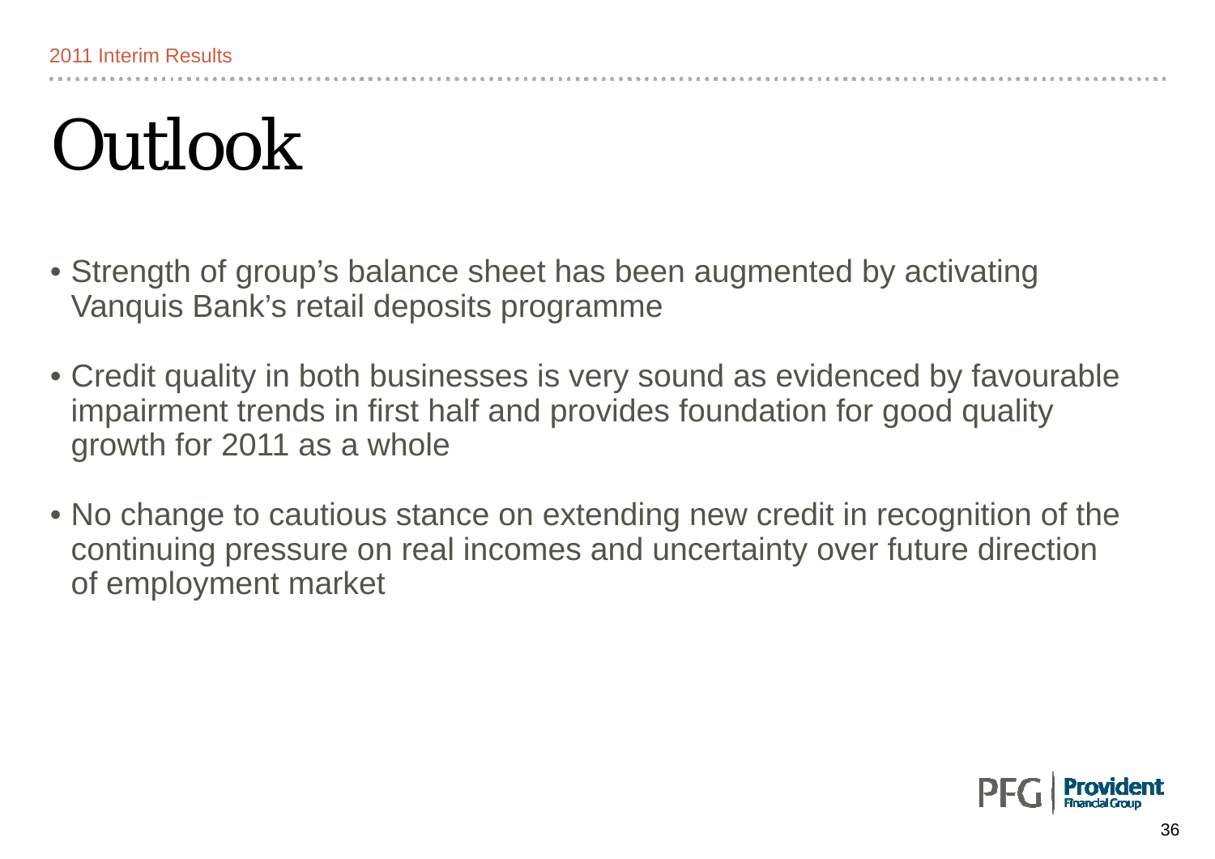# Outlook

- Strength of group's balance sheet has been augmented by activating Vanquis Bank's retail deposits programme
- Credit quality in both businesses is very sound as evidenced by favourable impairment trends in first half and provides foundation for good quality growth for 2011 as a whole
- No change to cautious stance on extending new credit in recognition of the continuing pressure on real incomes and uncertainty over future direction of employment market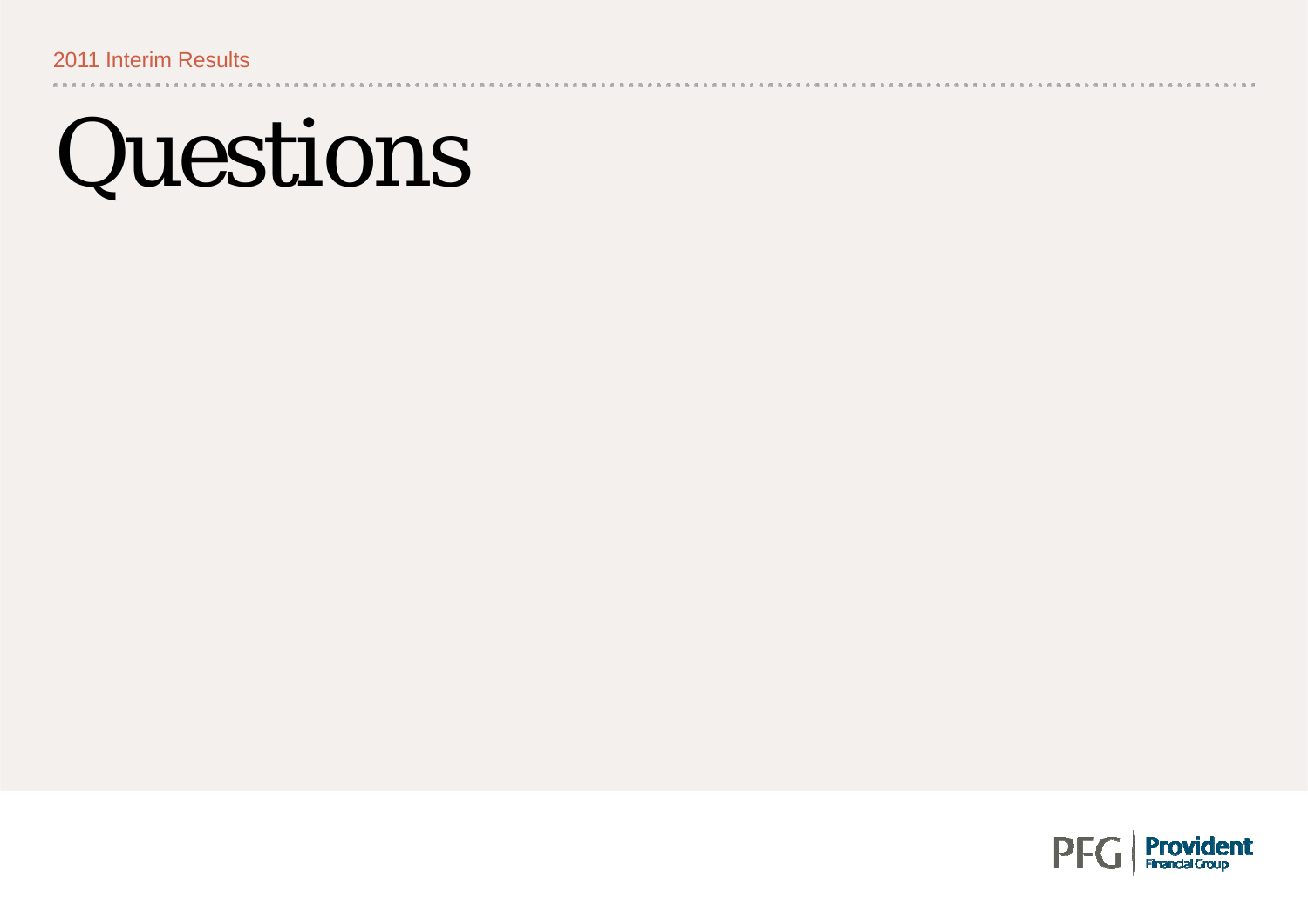# Questions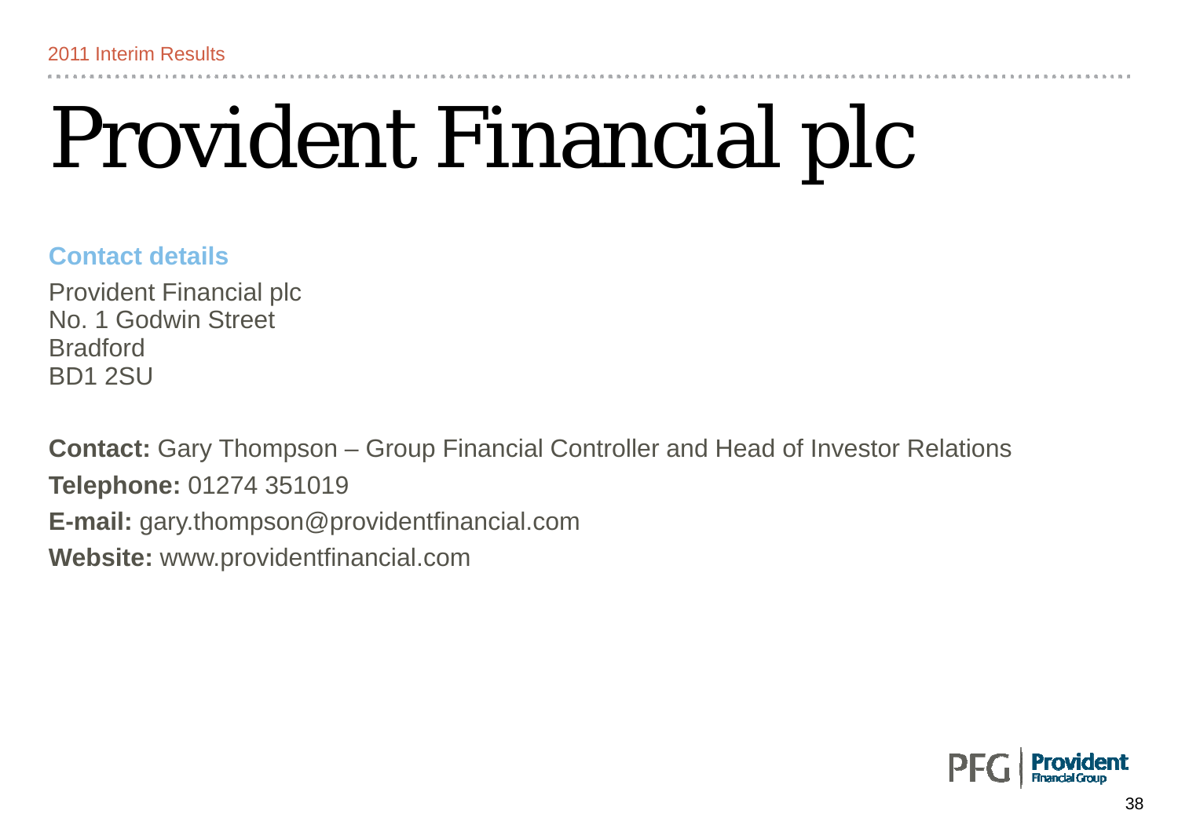# Provident Financial plc

## Contact details

Provident Financial plc
No. 1 Godwin Street
Bradford
BD1 2SU

**Contact:** Gary Thompson – Group Financial Controller and Head of Investor Relations

**Telephone:** 01274 351019

**E-mail:** gary.thompson@providentfinancial.com

**Website:** www.providentfinancial.com